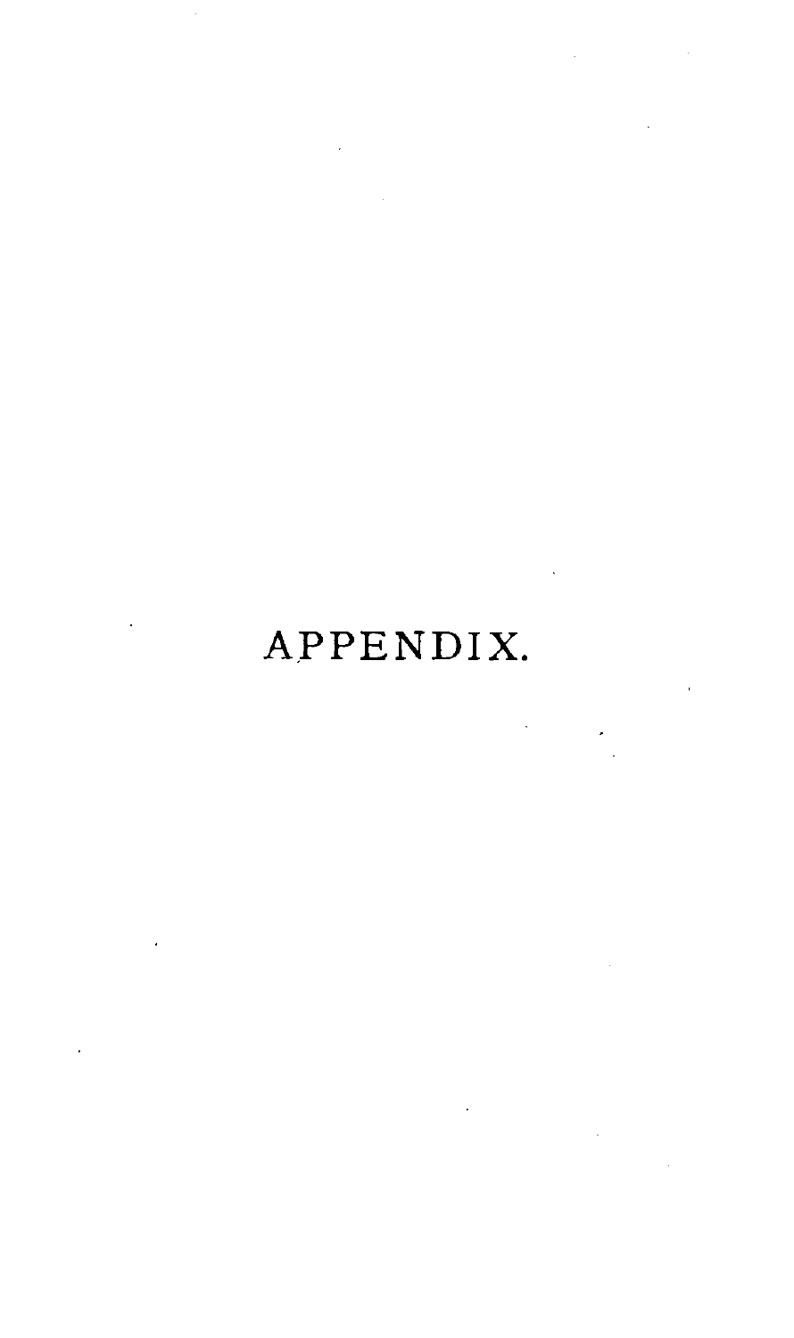# APPENDIX.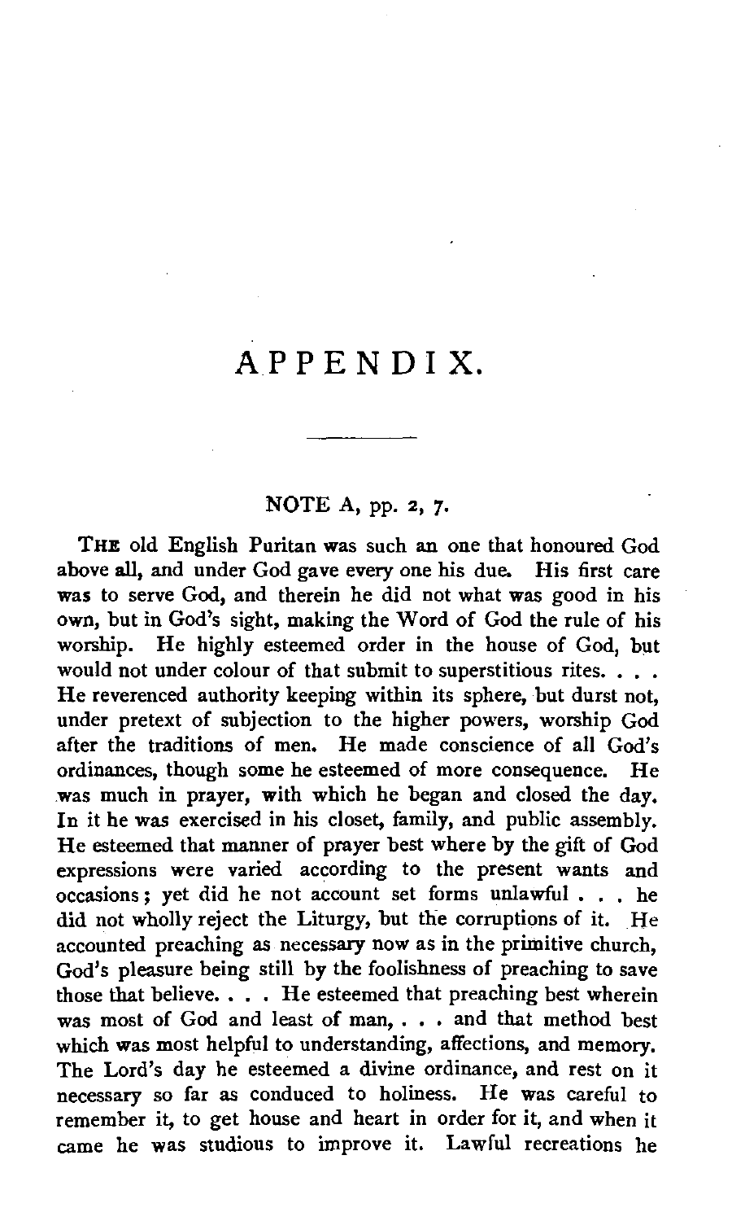# APPENDIX.

## NOTE A, pp. 2, 7.

THE old English Puritan was such an one that honoured God above all, and under God gave every one his due. His first care was to serve God, and therein he did not what was good in his own, but in God's sight, making the Word of God the rule of his worship. He highly esteemed order in the house of God, but would not under colour of that submit to superstitious rites. . . . He reverenced authority keeping within its sphere, but durst not, under pretext of subjection to the higher powers, worship God after the traditions of men. He made conscience of all God's ordinances, though some he esteemed of more consequence. He was much in prayer, with which he began and closed the day. In it he was exercised in his closet, family, and public assembly. He esteemed that manner of prayer best where by the gift of God expressions were varied according to the present wants and occasions; yet did he not account set forms unlawful . . . he did not wholly reject the Liturgy, but the corruptions of it. He accounted preaching as necessary now as in the primitive church, God's pleasure being still by the foolishness of preaching to save those that believe. . . . He esteemed that preaching best wherein was most of God and least of man, . . . and that method best which was most helpful to understanding, affections, and memory. The Lord's day he esteemed a divine ordinance, and rest on it necessary so far as conduced to holiness. He was careful to remember it, to get house and heart in order for it, and when it came he was studious to improve it. Lawful recreations he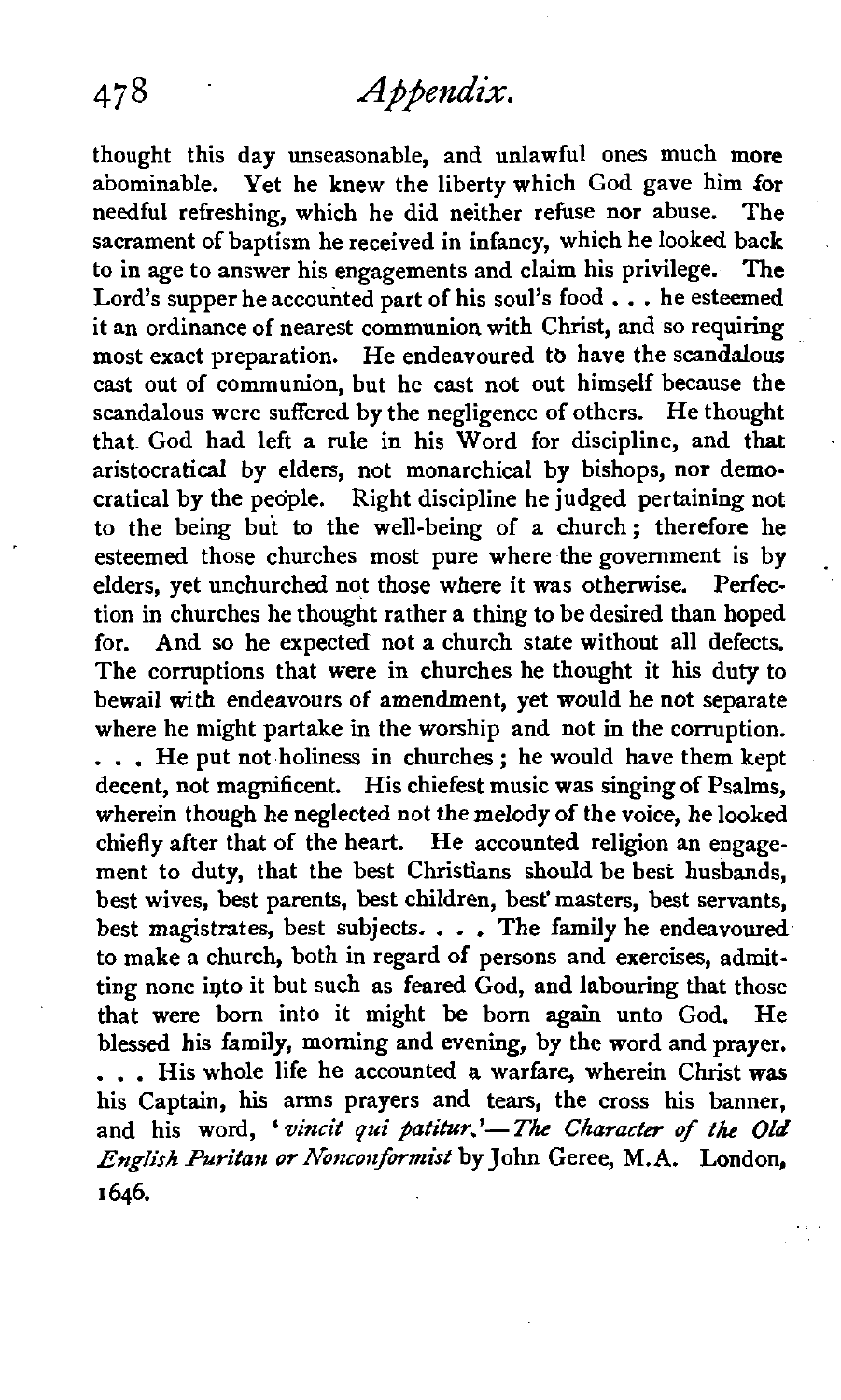thought this day unseasonable, and unlawful ones much more abominable. Yet he knew the liberty which God gave him for needful refreshing, which he did neither refuse nor abuse. The sacrament of baptism he received in infancy, which he looked back to in age to answer his engagements and claim his privilege. The Lord's supper he accounted part of his soul's food . . . he esteemed it an ordinance of nearest communion with Christ, and so requiring most exact preparation. He endeavoured to have the scandalous cast out of communion, but he cast not out himself because the scandalous were suffered by the negligence of others. He thought that God had left a rule in his Word for discipline, and that aristocratical by elders, not monarchical by bishops, nor democratical by the people. Right discipline he judged pertaining not to the being but to the well-being of a church; therefore he esteemed those churches most pure where the government is by elders, yet unchurched not those where it was otherwise. Perfection in churches he thought rather a thing to be desired than hoped for. And so he expected not a church state without all defects. The corruptions that were in churches he thought it his duty to bewail with endeavours of amendment, yet would he not separate where he might partake in the worship and not in the corruption. . . . He put not holiness in churches; he would have them kept decent, not magnificent. His chiefest music was singing of Psalms, wherein though he neglected not the melody of the voice, he looked chiefly after that of the heart. He accounted religion an engagement to duty, that the best Christians should be best husbands, best wives, best parents, best children, best masters, best servants, best magistrates, best subjects. . . . The family he endeavoured to make a church, both in regard of persons and exercises, admitting none into it but such as feared God, and labouring that those that were born into it might be born again unto God. He blessed his family, morning and evening, by the word and prayer. . . . His whole life he accounted a warfare, wherein Christ was his Captain, his arms prayers and tears, the cross his banner, and his word, '*vincit qui patitur.*'—*The Character of the Old English Puritan or Nonconformist* by John Geree, M.A. London, 1646.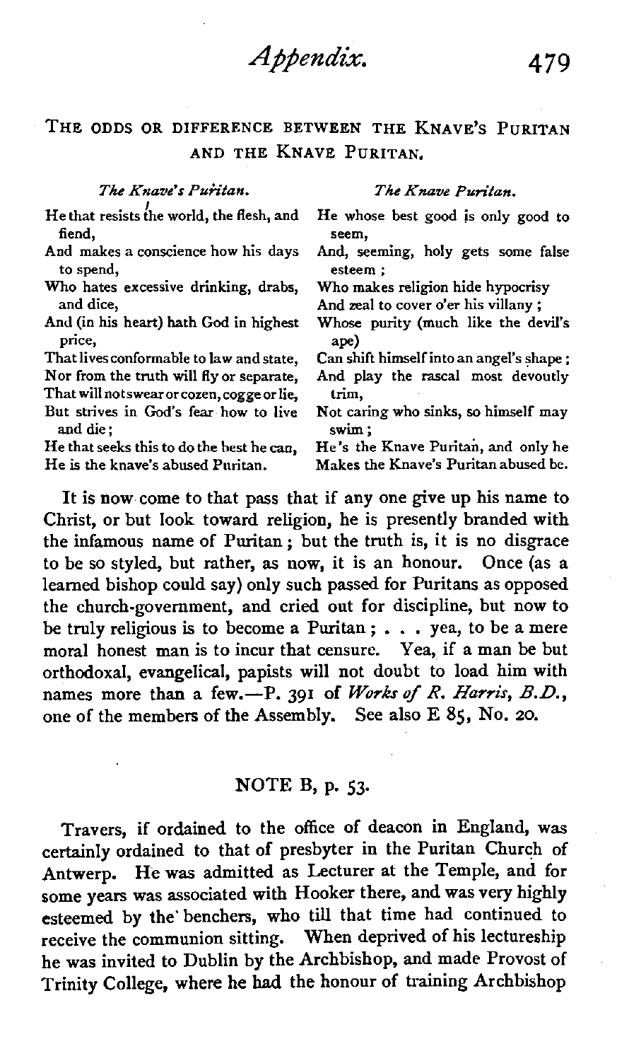### The odds or difference between the Knave's Puritan and the Knave Puritan.

| *The Knave's Puritan.* | *The Knave Puritan.* |
| --- | --- |
| He that resists the world, the flesh, and fiend, | He whose best good is only good to seem, |
| And makes a conscience how his days to spend, | And, seeming, holy gets some false esteem; |
| Who hates excessive drinking, drabs, and dice, | Who makes religion hide hypocrisy |
| And (in his heart) hath God in highest price, | And zeal to cover o'er his villany; |
| That lives conformable to law and state, | Whose purity (much like the devil's ape) |
| Nor from the truth will fly or separate, | Can shift himself into an angel's shape; |
| That will not swear or cozen, cogge or lie, | And play the rascal most devoutly trim, |
| But strives in God's fear how to live and die; | Not caring who sinks, so himself may swim; |
| He that seeks this to do the best he can, | He's the Knave Puritan, and only he |
| He is the knave's abused Puritan. | Makes the Knave's Puritan abused be. |

It is now come to that pass that if any one give up his name to Christ, or but look toward religion, he is presently branded with the infamous name of Puritan; but the truth is, it is no disgrace to be so styled, but rather, as now, it is an honour. Once (as a learned bishop could say) only such passed for Puritans as opposed the church-government, and cried out for discipline, but now to be truly religious is to become a Puritan; . . . yea, to be a mere moral honest man is to incur that censure. Yea, if a man be but orthodoxal, evangelical, papists will not doubt to load him with names more than a few.—P. 391 of *Works of R. Harris, B.D.*, one of the members of the Assembly. See also E 85, No. 20.

## NOTE B, p. 53.

Travers, if ordained to the office of deacon in England, was certainly ordained to that of presbyter in the Puritan Church of Antwerp. He was admitted as Lecturer at the Temple, and for some years was associated with Hooker there, and was very highly esteemed by the benchers, who till that time had continued to receive the communion sitting. When deprived of his lectureship he was invited to Dublin by the Archbishop, and made Provost of Trinity College, where he had the honour of training Archbishop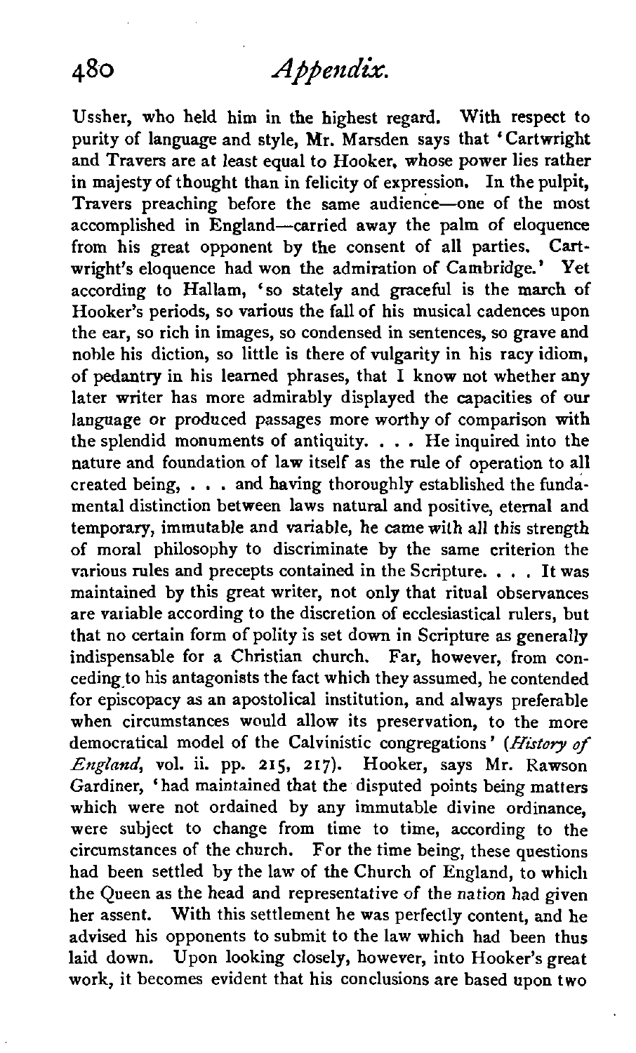Ussher, who held him in the highest regard. With respect to purity of language and style, Mr. Marsden says that 'Cartwright and Travers are at least equal to Hooker, whose power lies rather in majesty of thought than in felicity of expression. In the pulpit, Travers preaching before the same audience—one of the most accomplished in England—carried away the palm of eloquence from his great opponent by the consent of all parties. Cartwright's eloquence had won the admiration of Cambridge.' Yet according to Hallam, 'so stately and graceful is the march of Hooker's periods, so various the fall of his musical cadences upon the ear, so rich in images, so condensed in sentences, so grave and noble his diction, so little is there of vulgarity in his racy idiom, of pedantry in his learned phrases, that I know not whether any later writer has more admirably displayed the capacities of our language or produced passages more worthy of comparison with the splendid monuments of antiquity. . . . He inquired into the nature and foundation of law itself as the rule of operation to all created being, . . . and having thoroughly established the fundamental distinction between laws natural and positive, eternal and temporary, immutable and variable, he came with all this strength of moral philosophy to discriminate by the same criterion the various rules and precepts contained in the Scripture. . . . It was maintained by this great writer, not only that ritual observances are variable according to the discretion of ecclesiastical rulers, but that no certain form of polity is set down in Scripture as generally indispensable for a Christian church. Far, however, from conceding to his antagonists the fact which they assumed, he contended for episcopacy as an apostolical institution, and always preferable when circumstances would allow its preservation, to the more democratical model of the Calvinistic congregations' (*History of England*, vol. ii. pp. 215, 217). Hooker, says Mr. Rawson Gardiner, 'had maintained that the disputed points being matters which were not ordained by any immutable divine ordinance, were subject to change from time to time, according to the circumstances of the church. For the time being, these questions had been settled by the law of the Church of England, to which the Queen as the head and representative of the nation had given her assent. With this settlement he was perfectly content, and he advised his opponents to submit to the law which had been thus laid down. Upon looking closely, however, into Hooker's great work, it becomes evident that his conclusions are based upon two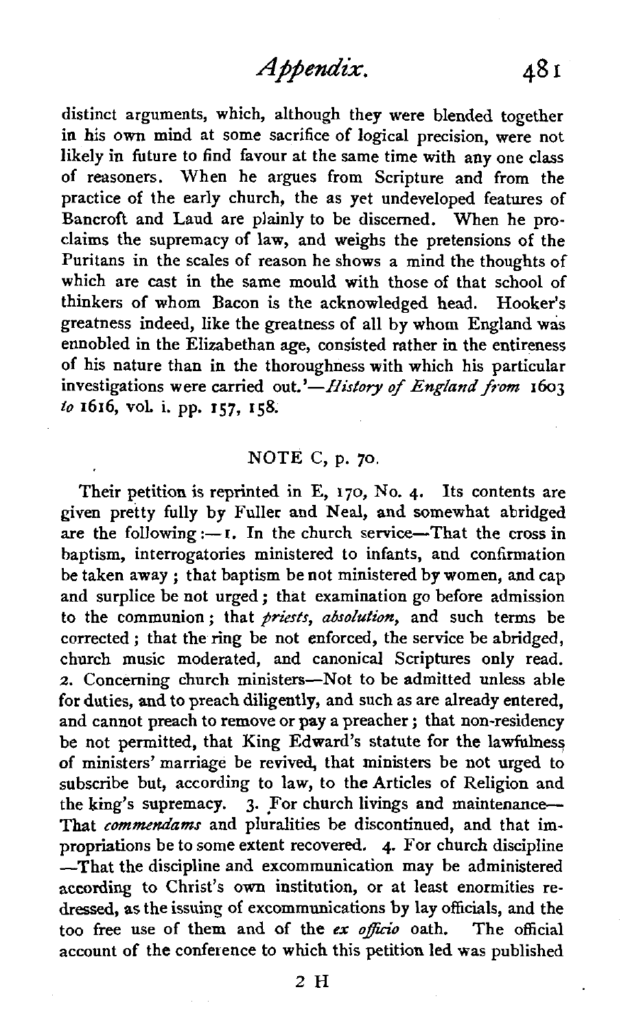distinct arguments, which, although they were blended together in his own mind at some sacrifice of logical precision, were not likely in future to find favour at the same time with any one class of reasoners. When he argues from Scripture and from the practice of the early church, the as yet undeveloped features of Bancroft and Laud are plainly to be discerned. When he proclaims the supremacy of law, and weighs the pretensions of the Puritans in the scales of reason he shows a mind the thoughts of which are cast in the same mould with those of that school of thinkers of whom Bacon is the acknowledged head. Hooker's greatness indeed, like the greatness of all by whom England was ennobled in the Elizabethan age, consisted rather in the entireness of his nature than in the thoroughness with which his particular investigations were carried out.'—*History of England from* 1603 *to* 1616, vol. i. pp. 157, 158.

## NOTE C, p. 70.

Their petition is reprinted in E, 170, No. 4. Its contents are given pretty fully by Fuller and Neal, and somewhat abridged are the following:—1. In the church service—That the cross in baptism, interrogatories ministered to infants, and confirmation be taken away; that baptism be not ministered by women, and cap and surplice be not urged; that examination go before admission to the communion; that *priests*, *absolution*, and such terms be corrected; that the ring be not enforced, the service be abridged, church music moderated, and canonical Scriptures only read. 2. Concerning church ministers—Not to be admitted unless able for duties, and to preach diligently, and such as are already entered, and cannot preach to remove or pay a preacher; that non-residency be not permitted, that King Edward's statute for the lawfulness of ministers' marriage be revived, that ministers be not urged to subscribe but, according to law, to the Articles of Religion and the king's supremacy. 3. For church livings and maintenance—That *commendams* and pluralities be discontinued, and that impropriations be to some extent recovered. 4. For church discipline —That the discipline and excommunication may be administered according to Christ's own institution, or at least enormities redressed, as the issuing of excommunications by lay officials, and the too free use of them and of the *ex officio* oath. The official account of the conference to which this petition led was published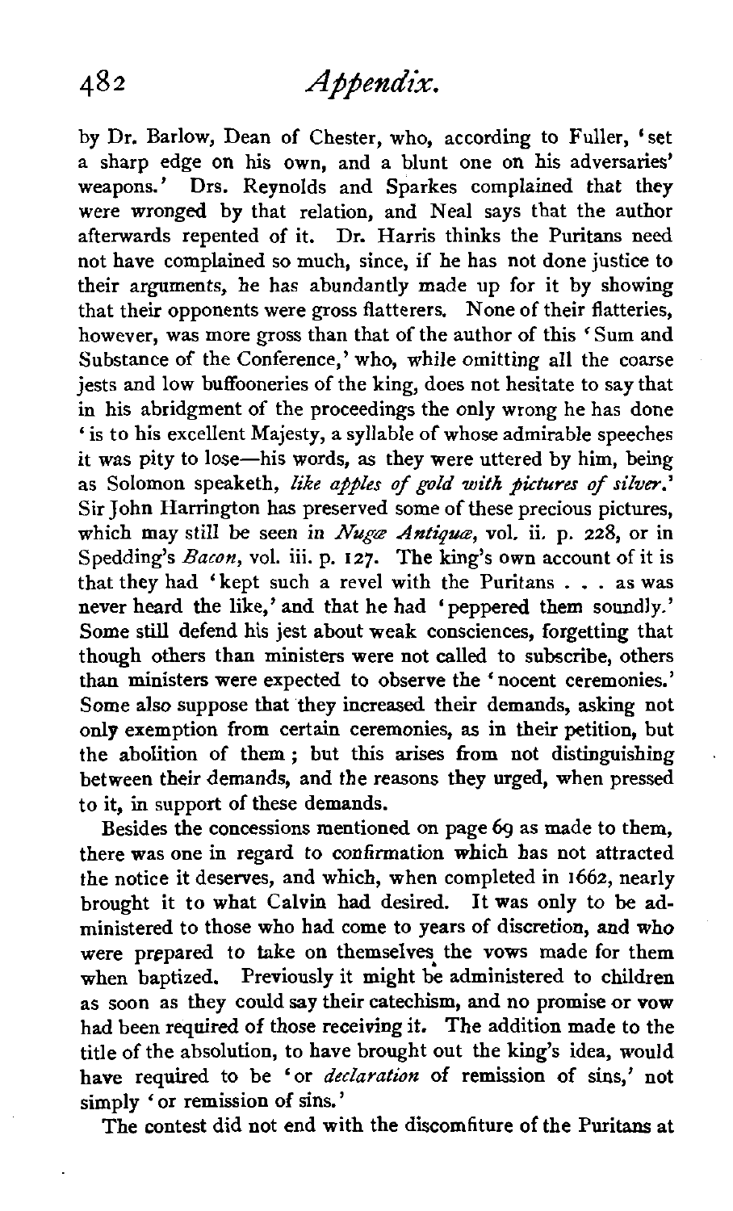by Dr. Barlow, Dean of Chester, who, according to Fuller, 'set a sharp edge on his own, and a blunt one on his adversaries' weapons.' Drs. Reynolds and Sparkes complained that they were wronged by that relation, and Neal says that the author afterwards repented of it. Dr. Harris thinks the Puritans need not have complained so much, since, if he has not done justice to their arguments, he has abundantly made up for it by showing that their opponents were gross flatterers. None of their flatteries, however, was more gross than that of the author of this 'Sum and Substance of the Conference,' who, while omitting all the coarse jests and low buffooneries of the king, does not hesitate to say that in his abridgment of the proceedings the only wrong he has done 'is to his excellent Majesty, a syllable of whose admirable speeches it was pity to lose—his words, as they were uttered by him, being as Solomon speaketh, *like apples of gold with pictures of silver*.' Sir John Harrington has preserved some of these precious pictures, which may still be seen in *Nugæ Antiquæ*, vol. ii. p. 228, or in Spedding's *Bacon*, vol. iii. p. 127. The king's own account of it is that they had 'kept such a revel with the Puritans . . . as was never heard the like,' and that he had 'peppered them soundly.' Some still defend his jest about weak consciences, forgetting that though others than ministers were not called to subscribe, others than ministers were expected to observe the 'nocent ceremonies.' Some also suppose that they increased their demands, asking not only exemption from certain ceremonies, as in their petition, but the abolition of them; but this arises from not distinguishing between their demands, and the reasons they urged, when pressed to it, in support of these demands.

Besides the concessions mentioned on page 69 as made to them, there was one in regard to confirmation which has not attracted the notice it deserves, and which, when completed in 1662, nearly brought it to what Calvin had desired. It was only to be administered to those who had come to years of discretion, and who were prepared to take on themselves the vows made for them when baptized. Previously it might be administered to children as soon as they could say their catechism, and no promise or vow had been required of those receiving it. The addition made to the title of the absolution, to have brought out the king's idea, would have required to be 'or *declaration* of remission of sins,' not simply 'or remission of sins.'

The contest did not end with the discomfiture of the Puritans at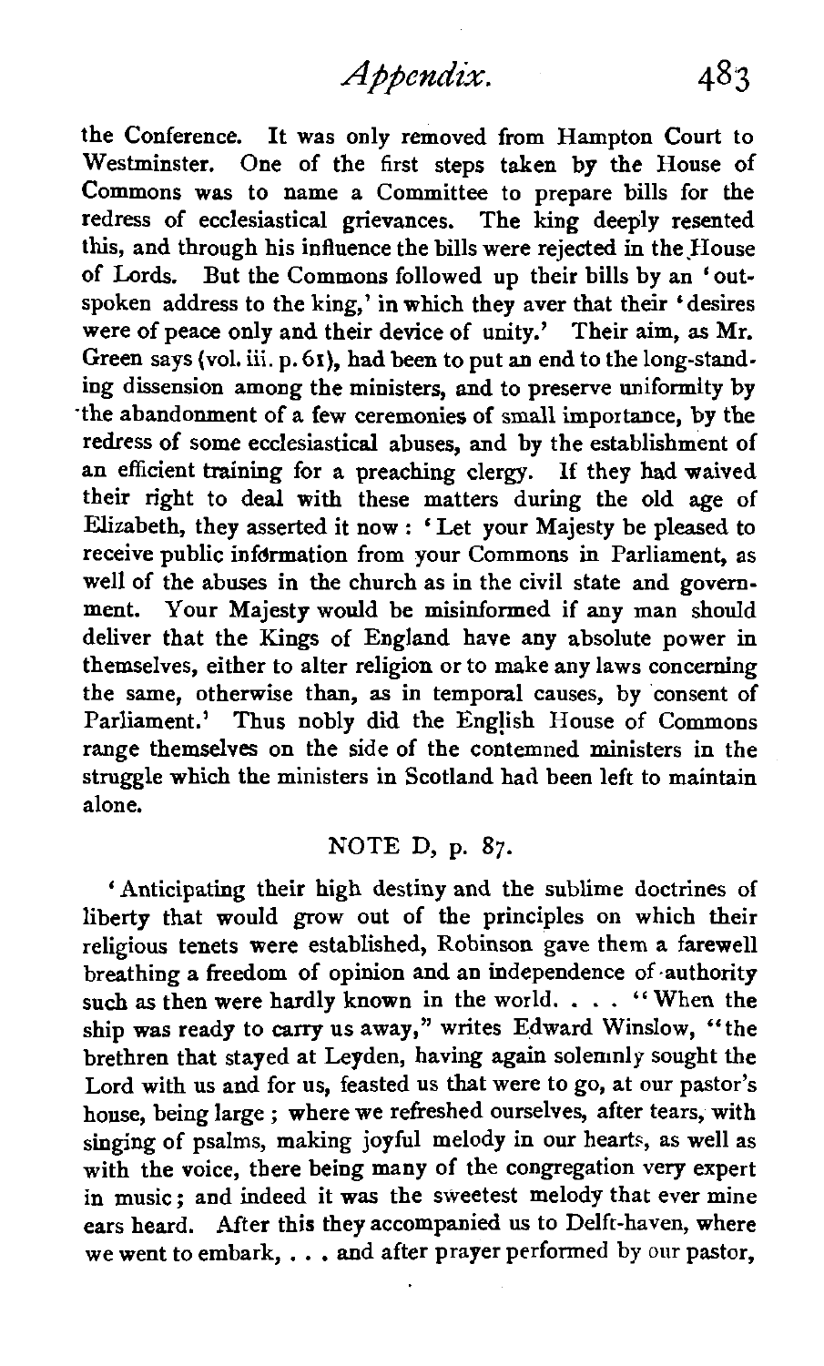the Conference. It was only removed from Hampton Court to Westminster. One of the first steps taken by the House of Commons was to name a Committee to prepare bills for the redress of ecclesiastical grievances. The king deeply resented this, and through his influence the bills were rejected in the House of Lords. But the Commons followed up their bills by an 'outspoken address to the king,' in which they aver that their 'desires were of peace only and their device of unity.' Their aim, as Mr. Green says (vol. iii. p. 61), had been to put an end to the long-standing dissension among the ministers, and to preserve uniformity by the abandonment of a few ceremonies of small importance, by the redress of some ecclesiastical abuses, and by the establishment of an efficient training for a preaching clergy. If they had waived their right to deal with these matters during the old age of Elizabeth, they asserted it now: 'Let your Majesty be pleased to receive public information from your Commons in Parliament, as well of the abuses in the church as in the civil state and government. Your Majesty would be misinformed if any man should deliver that the Kings of England have any absolute power in themselves, either to alter religion or to make any laws concerning the same, otherwise than, as in temporal causes, by consent of Parliament.' Thus nobly did the English House of Commons range themselves on the side of the contemned ministers in the struggle which the ministers in Scotland had been left to maintain alone.

## NOTE D, p. 87.

'Anticipating their high destiny and the sublime doctrines of liberty that would grow out of the principles on which their religious tenets were established, Robinson gave them a farewell breathing a freedom of opinion and an independence of authority such as then were hardly known in the world. . . . "When the ship was ready to carry us away," writes Edward Winslow, "the brethren that stayed at Leyden, having again solemnly sought the Lord with us and for us, feasted us that were to go, at our pastor's house, being large; where we refreshed ourselves, after tears, with singing of psalms, making joyful melody in our hearts, as well as with the voice, there being many of the congregation very expert in music; and indeed it was the sweetest melody that ever mine ears heard. After this they accompanied us to Delft-haven, where we went to embark, . . . and after prayer performed by our pastor,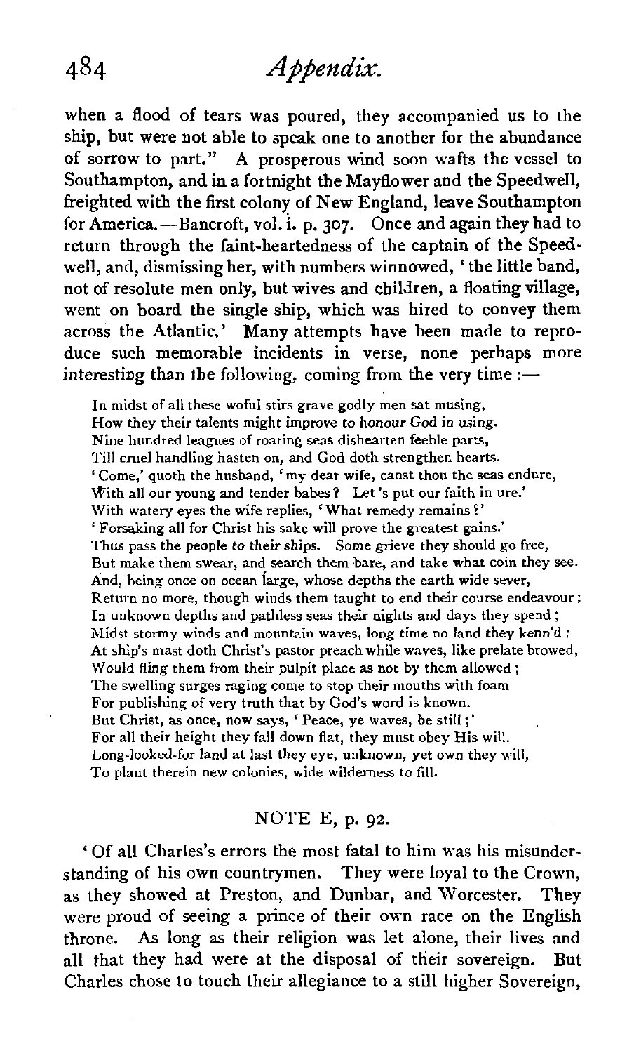when a flood of tears was poured, they accompanied us to the ship, but were not able to speak one to another for the abundance of sorrow to part." A prosperous wind soon wafts the vessel to Southampton, and in a fortnight the Mayflower and the Speedwell, freighted with the first colony of New England, leave Southampton for America.—Bancroft, vol. i. p. 307. Once and again they had to return through the faint-heartedness of the captain of the Speedwell, and, dismissing her, with numbers winnowed, 'the little band, not of resolute men only, but wives and children, a floating village, went on board the single ship, which was hired to convey them across the Atlantic.' Many attempts have been made to reproduce such memorable incidents in verse, none perhaps more interesting than the following, coming from the very time:—

> In midst of all these woful stirs grave godly men sat musing,
> How they their talents might improve to honour God in using.
> Nine hundred leagues of roaring seas dishearten feeble parts,
> Till cruel handling hasten on, and God doth strengthen hearts.
> 'Come,' quoth the husband, 'my dear wife, canst thou the seas endure,
> With all our young and tender babes? Let 's put our faith in ure.'
> With watery eyes the wife replies, 'What remedy remains?'
> 'Forsaking all for Christ his sake will prove the greatest gains.'
> Thus pass the people to their ships. Some grieve they should go free,
> But make them swear, and search them bare, and take what coin they see.
> And, being once on ocean large, whose depths the earth wide sever,
> Return no more, though winds them taught to end their course endeavour;
> In unknown depths and pathless seas their nights and days they spend;
> Midst stormy winds and mountain waves, long time no land they kenn'd:
> At ship's mast doth Christ's pastor preach while waves, like prelate browed,
> Would fling them from their pulpit place as not by them allowed;
> The swelling surges raging come to stop their mouths with foam
> For publishing of very truth that by God's word is known.
> But Christ, as once, now says, 'Peace, ye waves, be still;'
> For all their height they fall down flat, they must obey His will.
> Long-looked-for land at last they eye, unknown, yet own they will,
> To plant therein new colonies, wide wilderness to fill.

## NOTE E, p. 92.

'Of all Charles's errors the most fatal to him was his misunderstanding of his own countrymen. They were loyal to the Crown, as they showed at Preston, and Dunbar, and Worcester. They were proud of seeing a prince of their own race on the English throne. As long as their religion was let alone, their lives and all that they had were at the disposal of their sovereign. But Charles chose to touch their allegiance to a still higher Sovereign,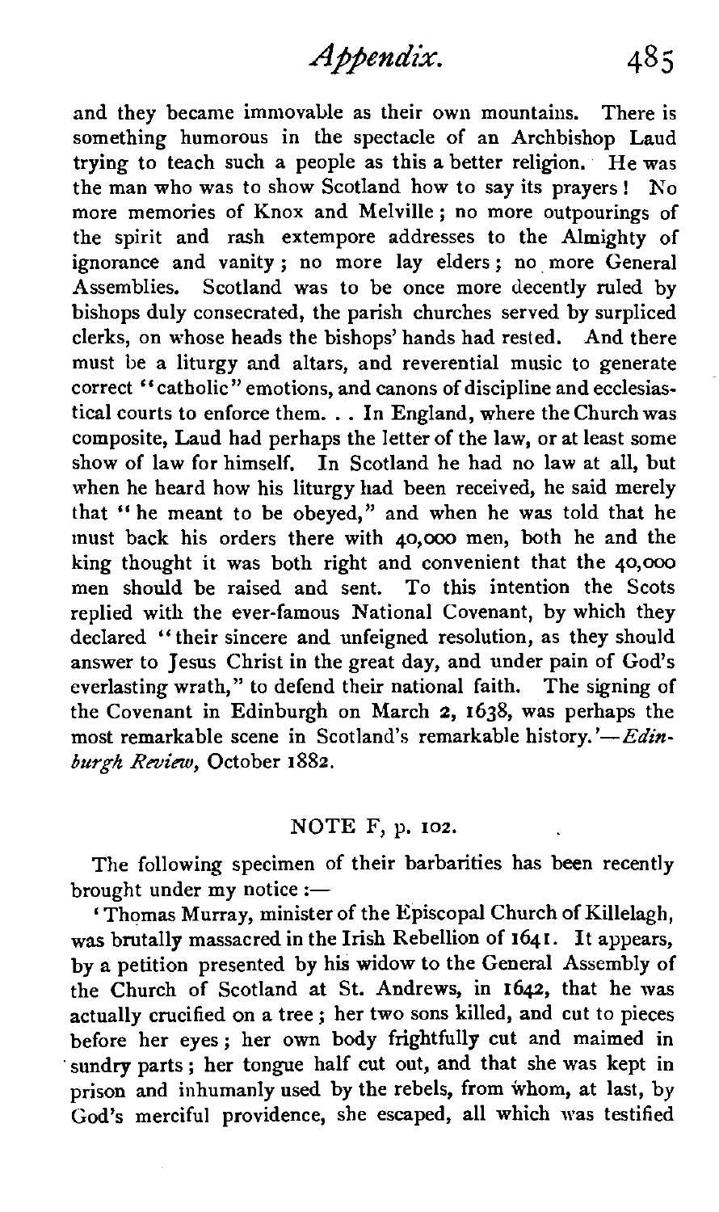and they became immovable as their own mountains. There is something humorous in the spectacle of an Archbishop Laud trying to teach such a people as this a better religion. He was the man who was to show Scotland how to say its prayers! No more memories of Knox and Melville; no more outpourings of the spirit and rash extempore addresses to the Almighty of ignorance and vanity; no more lay elders; no more General Assemblies. Scotland was to be once more decently ruled by bishops duly consecrated, the parish churches served by surpliced clerks, on whose heads the bishops' hands had rested. And there must be a liturgy and altars, and reverential music to generate correct "catholic" emotions, and canons of discipline and ecclesiastical courts to enforce them. . . In England, where the Church was composite, Laud had perhaps the letter of the law, or at least some show of law for himself. In Scotland he had no law at all, but when he heard how his liturgy had been received, he said merely that "he meant to be obeyed," and when he was told that he must back his orders there with 40,000 men, both he and the king thought it was both right and convenient that the 40,000 men should be raised and sent. To this intention the Scots replied with the ever-famous National Covenant, by which they declared "their sincere and unfeigned resolution, as they should answer to Jesus Christ in the great day, and under pain of God's everlasting wrath," to defend their national faith. The signing of the Covenant in Edinburgh on March 2, 1638, was perhaps the most remarkable scene in Scotland's remarkable history.'—*Edinburgh Review*, October 1882.

## NOTE F, p. 102.

The following specimen of their barbarities has been recently brought under my notice:—

'Thomas Murray, minister of the Episcopal Church of Killelagh, was brutally massacred in the Irish Rebellion of 1641. It appears, by a petition presented by his widow to the General Assembly of the Church of Scotland at St. Andrews, in 1642, that he was actually crucified on a tree; her two sons killed, and cut to pieces before her eyes; her own body frightfully cut and maimed in sundry parts; her tongue half cut out, and that she was kept in prison and inhumanly used by the rebels, from whom, at last, by God's merciful providence, she escaped, all which was testified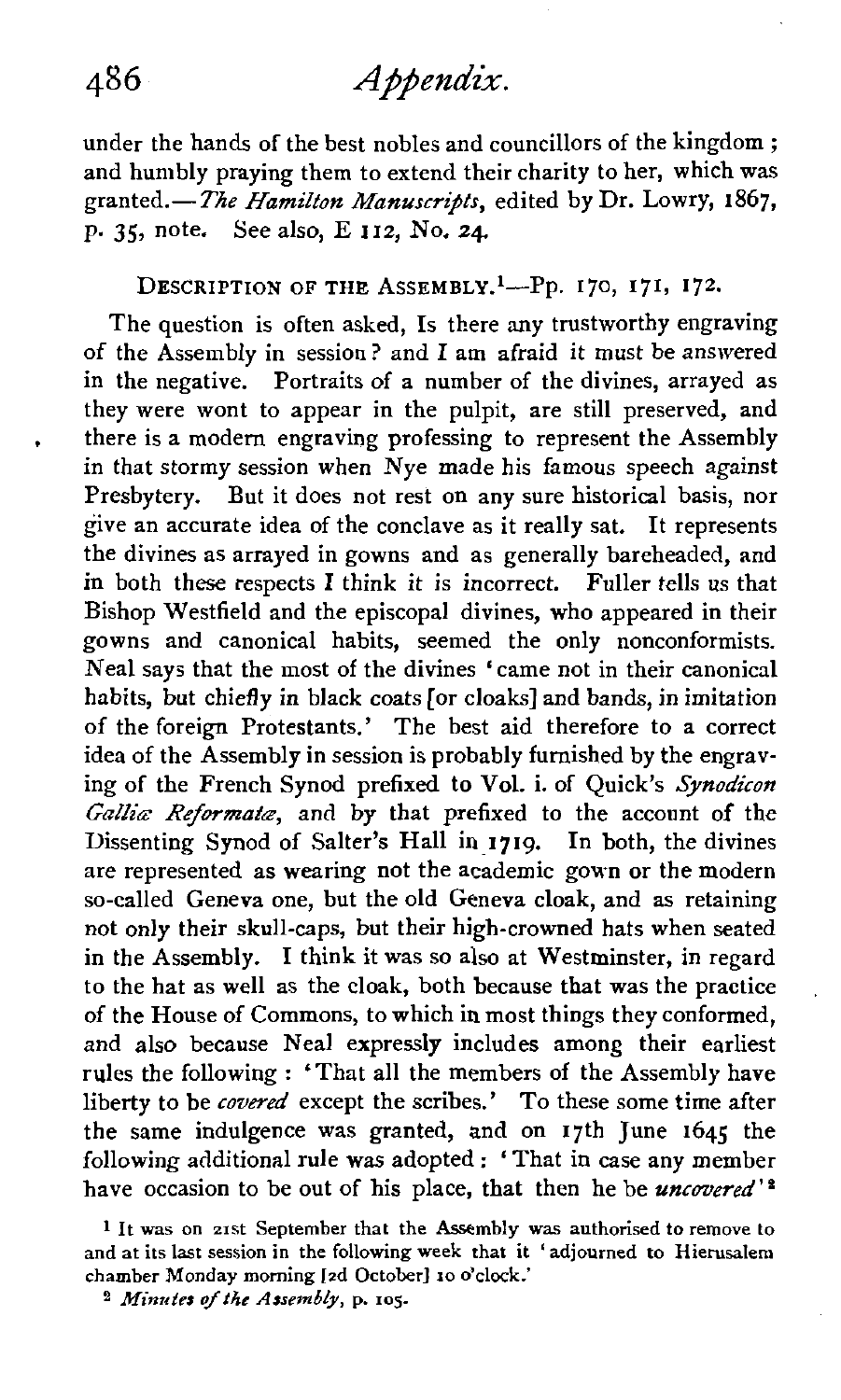under the hands of the best nobles and councillors of the kingdom; and humbly praying them to extend their charity to her, which was granted.—*The Hamilton Manuscripts*, edited by Dr. Lowry, 1867, p. 35, note. See also, E 112, No. 24.

DESCRIPTION OF THE ASSEMBLY.[1]—Pp. 170, 171, 172.

The question is often asked, Is there any trustworthy engraving of the Assembly in session? and I am afraid it must be answered in the negative. Portraits of a number of the divines, arrayed as they were wont to appear in the pulpit, are still preserved, and there is a modern engraving professing to represent the Assembly in that stormy session when Nye made his famous speech against Presbytery. But it does not rest on any sure historical basis, nor give an accurate idea of the conclave as it really sat. It represents the divines as arrayed in gowns and as generally bareheaded, and in both these respects I think it is incorrect. Fuller tells us that Bishop Westfield and the episcopal divines, who appeared in their gowns and canonical habits, seemed the only nonconformists. Neal says that the most of the divines 'came not in their canonical habits, but chiefly in black coats [or cloaks] and bands, in imitation of the foreign Protestants.' The best aid therefore to a correct idea of the Assembly in session is probably furnished by the engraving of the French Synod prefixed to Vol. i. of Quick's *Synodicon Galliæ Reformatæ*, and by that prefixed to the account of the Dissenting Synod of Salter's Hall in 1719. In both, the divines are represented as wearing not the academic gown or the modern so-called Geneva one, but the old Geneva cloak, and as retaining not only their skull-caps, but their high-crowned hats when seated in the Assembly. I think it was so also at Westminster, in regard to the hat as well as the cloak, both because that was the practice of the House of Commons, to which in most things they conformed, and also because Neal expressly includes among their earliest rules the following: 'That all the members of the Assembly have liberty to be *covered* except the scribes.' To these some time after the same indulgence was granted, and on 17th June 1645 the following additional rule was adopted: 'That in case any member have occasion to be out of his place, that then he be *uncovered*'[2]

[1] It was on 21st September that the Assembly was authorised to remove to and at its last session in the following week that it 'adjourned to Hierusalem chamber Monday morning [2d October] 10 o'clock.'

[2] *Minutes of the Assembly*, p. 105.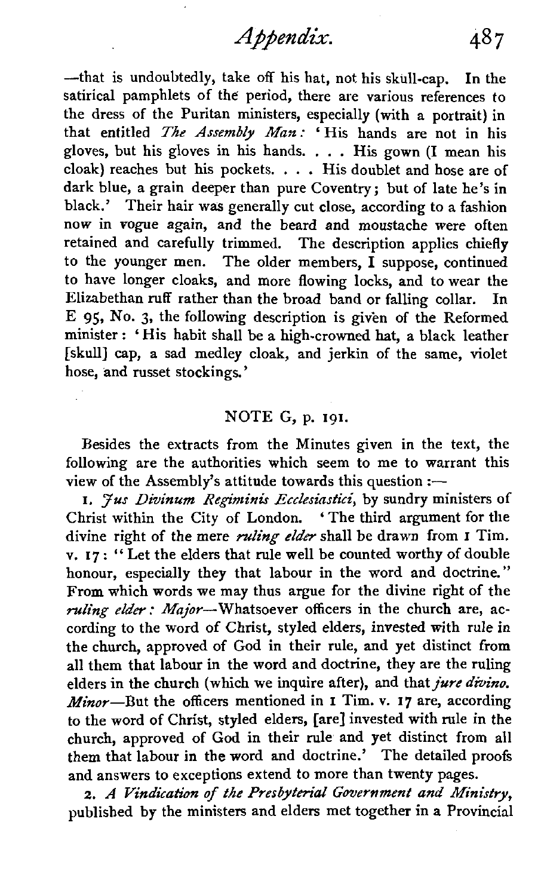—that is undoubtedly, take off his hat, not his skull-cap. In the satirical pamphlets of the period, there are various references to the dress of the Puritan ministers, especially (with a portrait) in that entitled *The Assembly Man:* 'His hands are not in his gloves, but his gloves in his hands. . . . His gown (I mean his cloak) reaches but his pockets. . . . His doublet and hose are of dark blue, a grain deeper than pure Coventry; but of late he's in black.' Their hair was generally cut close, according to a fashion now in vogue again, and the beard and moustache were often retained and carefully trimmed. The description applies chiefly to the younger men. The older members, I suppose, continued to have longer cloaks, and more flowing locks, and to wear the Elizabethan ruff rather than the broad band or falling collar. In E 95, No. 3, the following description is given of the Reformed minister: 'His habit shall be a high-crowned hat, a black leather [skull] cap, a sad medley cloak, and jerkin of the same, violet hose, and russet stockings.'

## NOTE G, p. 191.

Besides the extracts from the Minutes given in the text, the following are the authorities which seem to me to warrant this view of the Assembly's attitude towards this question :—

1. *Jus Divinum Regiminis Ecclesiastici*, by sundry ministers of Christ within the City of London. 'The third argument for the divine right of the mere *ruling elder* shall be drawn from 1 Tim. v. 17: "Let the elders that rule well be counted worthy of double honour, especially they that labour in the word and doctrine." From which words we may thus argue for the divine right of the *ruling elder: Major*—Whatsoever officers in the church are, according to the word of Christ, styled elders, invested with rule in the church, approved of God in their rule, and yet distinct from all them that labour in the word and doctrine, they are the ruling elders in the church (which we inquire after), and that *jure divino. Minor*—But the officers mentioned in 1 Tim. v. 17 are, according to the word of Christ, styled elders, [are] invested with rule in the church, approved of God in their rule and yet distinct from all them that labour in the word and doctrine.' The detailed proofs and answers to exceptions extend to more than twenty pages.

2. *A Vindication of the Presbyterial Government and Ministry*, published by the ministers and elders met together in a Provincial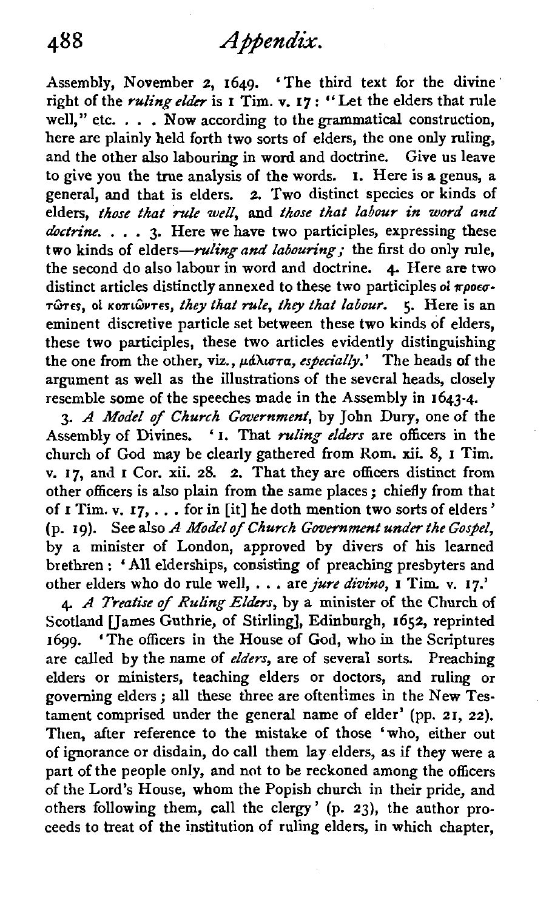Assembly, November 2, 1649. 'The third text for the divine right of the *ruling elder* is 1 Tim. v. 17: "Let the elders that rule well," etc. . . . Now according to the grammatical construction, here are plainly held forth two sorts of elders, the one only ruling, and the other also labouring in word and doctrine. Give us leave to give you the true analysis of the words. 1. Here is a genus, a general, and that is elders. 2. Two distinct species or kinds of elders, *those that rule well*, and *those that labour in word and doctrine*. . . . 3. Here we have two participles, expressing these two kinds of elders—*ruling and labouring;* the first do only rule, the second do also labour in word and doctrine. 4. Here are two distinct articles distinctly annexed to these two participles οἱ προεστῶτες, οἱ κοπιῶντες, *they that rule, they that labour*. 5. Here is an eminent discretive particle set between these two kinds of elders, these two participles, these two articles evidently distinguishing the one from the other, viz., μάλιστα, *especially*.' The heads of the argument as well as the illustrations of the several heads, closely resemble some of the speeches made in the Assembly in 1643-4.

3. *A Model of Church Government*, by John Dury, one of the Assembly of Divines. '1. That *ruling elders* are officers in the church of God may be clearly gathered from Rom. xii. 8, 1 Tim. v. 17, and 1 Cor. xii. 28. 2. That they are officers distinct from other officers is also plain from the same places; chiefly from that of 1 Tim. v. 17, . . . for in [it] he doth mention two sorts of elders' (p. 19). See also *A Model of Church Government under the Gospel*, by a minister of London, approved by divers of his learned brethren: 'All elderships, consisting of preaching presbyters and other elders who do rule well, . . . are *jure divino*, 1 Tim. v. 17.'

4. *A Treatise of Ruling Elders*, by a minister of the Church of Scotland [James Guthrie, of Stirling], Edinburgh, 1652, reprinted 1699. 'The officers in the House of God, who in the Scriptures are called by the name of *elders*, are of several sorts. Preaching elders or ministers, teaching elders or doctors, and ruling or governing elders; all these three are oftentimes in the New Testament comprised under the general name of elder' (pp. 21, 22). Then, after reference to the mistake of those 'who, either out of ignorance or disdain, do call them lay elders, as if they were a part of the people only, and not to be reckoned among the officers of the Lord's House, whom the Popish church in their pride, and others following them, call the clergy' (p. 23), the author proceeds to treat of the institution of ruling elders, in which chapter,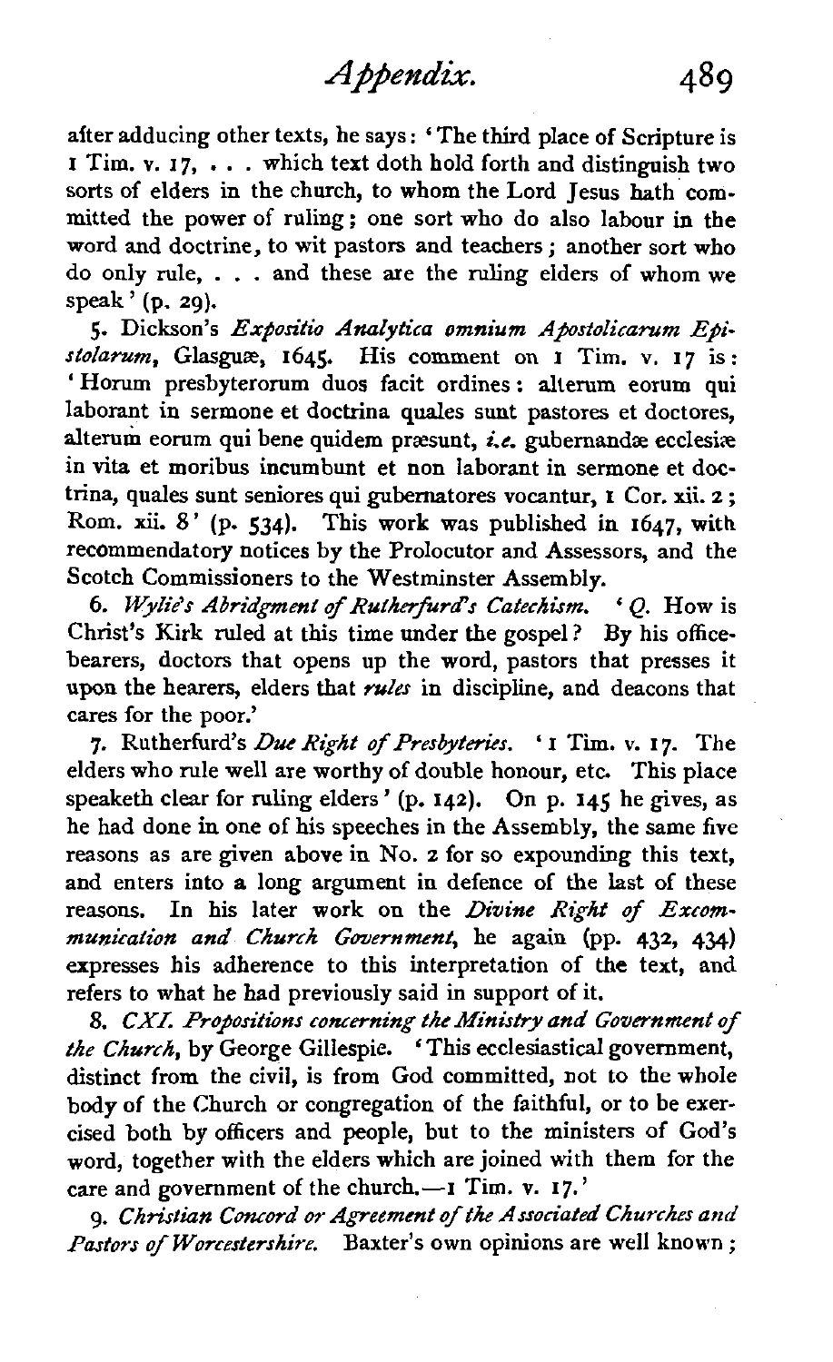after adducing other texts, he says: 'The third place of Scripture is 1 Tim. v. 17, . . . which text doth hold forth and distinguish two sorts of elders in the church, to whom the Lord Jesus hath committed the power of ruling; one sort who do also labour in the word and doctrine, to wit pastors and teachers; another sort who do only rule, . . . and these are the ruling elders of whom we speak' (p. 29).

5. Dickson's *Expositio Analytica omnium Apostolicarum Epistolarum*, Glasguæ, 1645. His comment on 1 Tim. v. 17 is: 'Horum presbyterorum duos facit ordines: alterum eorum qui laborant in sermone et doctrina quales sunt pastores et doctores, alterum eorum qui bene quidem præsunt, *i.e.* gubernandæ ecclesiæ in vita et moribus incumbunt et non laborant in sermone et doctrina, quales sunt seniores qui gubernatores vocantur, 1 Cor. xii. 2; Rom. xii. 8' (p. 534). This work was published in 1647, with recommendatory notices by the Prolocutor and Assessors, and the Scotch Commissioners to the Westminster Assembly.

6. *Wylie's Abridgment of Rutherfurd's Catechism.* '*Q.* How is Christ's Kirk ruled at this time under the gospel? By his office-bearers, doctors that opens up the word, pastors that presses it upon the hearers, elders that *rules* in discipline, and deacons that cares for the poor.'

7. Rutherfurd's *Due Right of Presbyteries.* '1 Tim. v. 17. The elders who rule well are worthy of double honour, etc. This place speaketh clear for ruling elders' (p. 142). On p. 145 he gives, as he had done in one of his speeches in the Assembly, the same five reasons as are given above in No. 2 for so expounding this text, and enters into a long argument in defence of the last of these reasons. In his later work on the *Divine Right of Excommunication and Church Government*, he again (pp. 432, 434) expresses his adherence to this interpretation of the text, and refers to what he had previously said in support of it.

8. *CXI. Propositions concerning the Ministry and Government of the Church*, by George Gillespie. 'This ecclesiastical government, distinct from the civil, is from God committed, not to the whole body of the Church or congregation of the faithful, or to be exercised both by officers and people, but to the ministers of God's word, together with the elders which are joined with them for the care and government of the church.—1 Tim. v. 17.'

9. *Christian Concord or Agreement of the Associated Churches and Pastors of Worcestershire.* Baxter's own opinions are well known;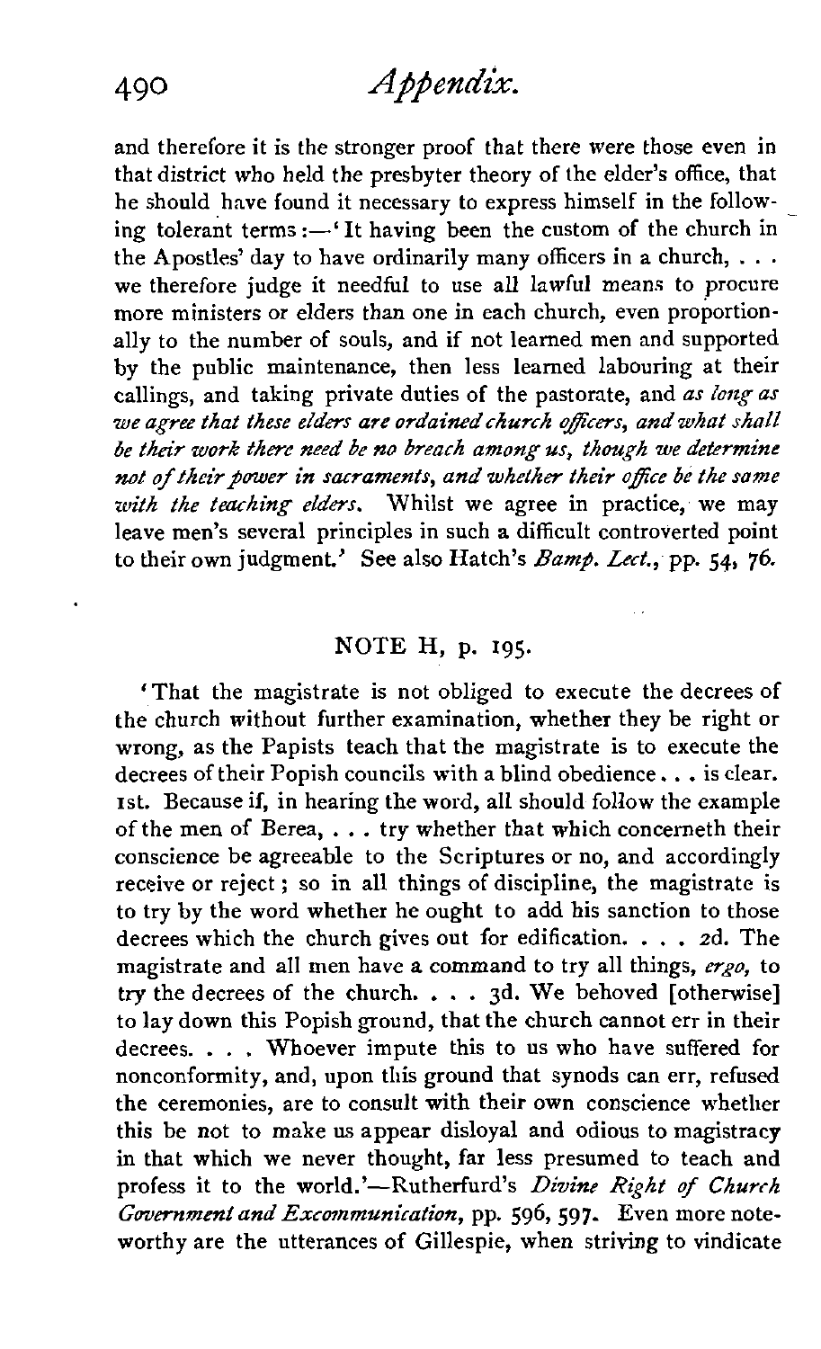and therefore it is the stronger proof that there were those even in that district who held the presbyter theory of the elder's office, that he should have found it necessary to express himself in the following tolerant terms:—'It having been the custom of the church in the Apostles' day to have ordinarily many officers in a church, . . . we therefore judge it needful to use all lawful means to procure more ministers or elders than one in each church, even proportionally to the number of souls, and if not learned men and supported by the public maintenance, then less learned labouring at their callings, and taking private duties of the pastorate, and *as long as we agree that these elders are ordained church officers, and what shall be their work there need be no breach among us, though we determine not of their power in sacraments, and whether their office be the same with the teaching elders.* Whilst we agree in practice, we may leave men's several principles in such a difficult controverted point to their own judgment.' See also Hatch's *Bamp. Lect.*, pp. 54, 76.

## NOTE H, p. 195.

'That the magistrate is not obliged to execute the decrees of the church without further examination, whether they be right or wrong, as the Papists teach that the magistrate is to execute the decrees of their Popish councils with a blind obedience . . . is clear. 1st. Because if, in hearing the word, all should follow the example of the men of Berea, . . . try whether that which concerneth their conscience be agreeable to the Scriptures or no, and accordingly receive or reject; so in all things of discipline, the magistrate is to try by the word whether he ought to add his sanction to those decrees which the church gives out for edification. . . . 2d. The magistrate and all men have a command to try all things, *ergo,* to try the decrees of the church. . . . 3d. We behoved [otherwise] to lay down this Popish ground, that the church cannot err in their decrees. . . . Whoever impute this to us who have suffered for nonconformity, and, upon this ground that synods can err, refused the ceremonies, are to consult with their own conscience whether this be not to make us appear disloyal and odious to magistracy in that which we never thought, far less presumed to teach and profess it to the world.'—Rutherfurd's *Divine Right of Church Government and Excommunication*, pp. 596, 597. Even more noteworthy are the utterances of Gillespie, when striving to vindicate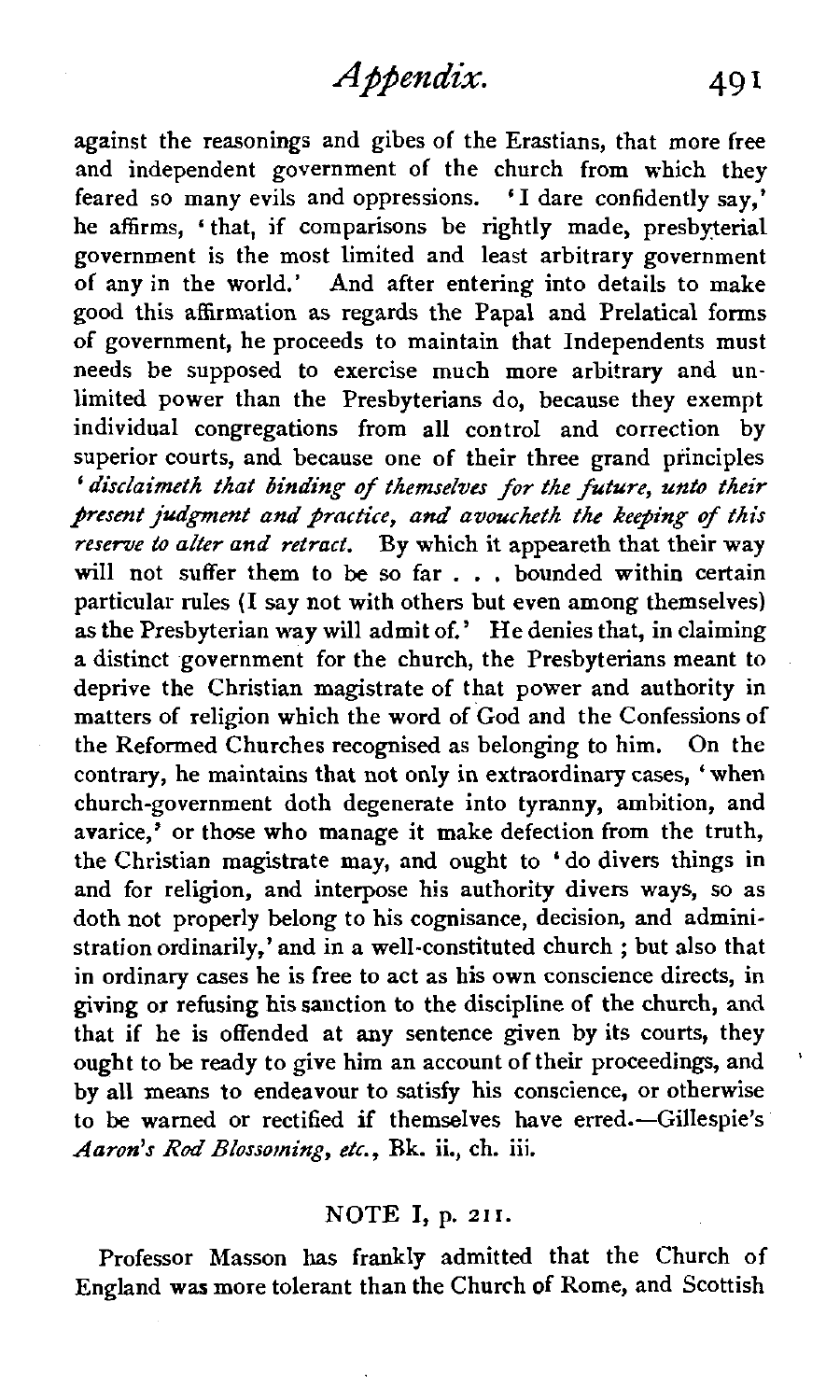against the reasonings and gibes of the Erastians, that more free and independent government of the church from which they feared so many evils and oppressions. 'I dare confidently say,' he affirms, 'that, if comparisons be rightly made, presbyterial government is the most limited and least arbitrary government of any in the world.' And after entering into details to make good this affirmation as regards the Papal and Prelatical forms of government, he proceeds to maintain that Independents must needs be supposed to exercise much more arbitrary and unlimited power than the Presbyterians do, because they exempt individual congregations from all control and correction by superior courts, and because one of their three grand principles '*disclaimeth that binding of themselves for the future, unto their present judgment and practice, and avoucheth the keeping of this reserve to alter and retract.* By which it appeareth that their way will not suffer them to be so far . . . bounded within certain particular rules (I say not with others but even among themselves) as the Presbyterian way will admit of.' He denies that, in claiming a distinct government for the church, the Presbyterians meant to deprive the Christian magistrate of that power and authority in matters of religion which the word of God and the Confessions of the Reformed Churches recognised as belonging to him. On the contrary, he maintains that not only in extraordinary cases, 'when church-government doth degenerate into tyranny, ambition, and avarice,' or those who manage it make defection from the truth, the Christian magistrate may, and ought to 'do divers things in and for religion, and interpose his authority divers ways, so as doth not properly belong to his cognisance, decision, and administration ordinarily,' and in a well-constituted church ; but also that in ordinary cases he is free to act as his own conscience directs, in giving or refusing his sanction to the discipline of the church, and that if he is offended at any sentence given by its courts, they ought to be ready to give him an account of their proceedings, and by all means to endeavour to satisfy his conscience, or otherwise to be warned or rectified if themselves have erred.—Gillespie's *Aaron's Rod Blossoming, etc.*, Bk. ii., ch. iii.

## NOTE I, p. 211.

Professor Masson has frankly admitted that the Church of England was more tolerant than the Church of Rome, and Scottish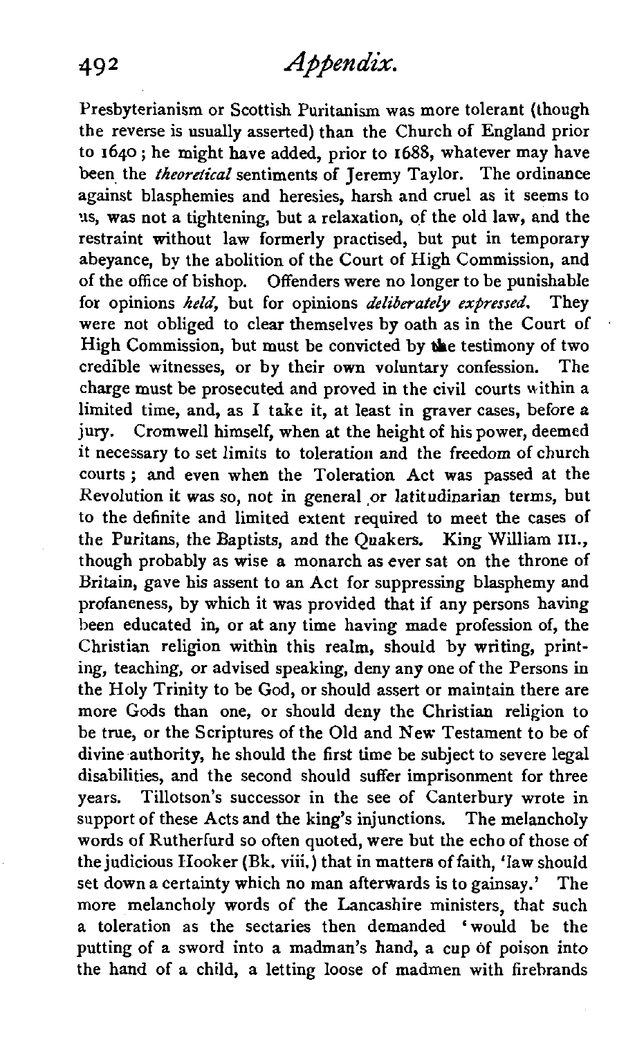Presbyterianism or Scottish Puritanism was more tolerant (though the reverse is usually asserted) than the Church of England prior to 1640; he might have added, prior to 1688, whatever may have been the *theoretical* sentiments of Jeremy Taylor. The ordinance against blasphemies and heresies, harsh and cruel as it seems to us, was not a tightening, but a relaxation, of the old law, and the restraint without law formerly practised, but put in temporary abeyance, by the abolition of the Court of High Commission, and of the office of bishop. Offenders were no longer to be punishable for opinions *held*, but for opinions *deliberately expressed*. They were not obliged to clear themselves by oath as in the Court of High Commission, but must be convicted by the testimony of two credible witnesses, or by their own voluntary confession. The charge must be prosecuted and proved in the civil courts within a limited time, and, as I take it, at least in graver cases, before a jury. Cromwell himself, when at the height of his power, deemed it necessary to set limits to toleration and the freedom of church courts; and even when the Toleration Act was passed at the Revolution it was so, not in general or latitudinarian terms, but to the definite and limited extent required to meet the cases of the Puritans, the Baptists, and the Quakers. King William III., though probably as wise a monarch as ever sat on the throne of Britain, gave his assent to an Act for suppressing blasphemy and profaneness, by which it was provided that if any persons having been educated in, or at any time having made profession of, the Christian religion within this realm, should by writing, printing, teaching, or advised speaking, deny any one of the Persons in the Holy Trinity to be God, or should assert or maintain there are more Gods than one, or should deny the Christian religion to be true, or the Scriptures of the Old and New Testament to be of divine authority, he should the first time be subject to severe legal disabilities, and the second should suffer imprisonment for three years. Tillotson's successor in the see of Canterbury wrote in support of these Acts and the king's injunctions. The melancholy words of Rutherfurd so often quoted, were but the echo of those of the judicious Hooker (Bk. viii.) that in matters of faith, 'law should set down a certainty which no man afterwards is to gainsay.' The more melancholy words of the Lancashire ministers, that such a toleration as the sectaries then demanded 'would be the putting of a sword into a madman's hand, a cup of poison into the hand of a child, a letting loose of madmen with firebrands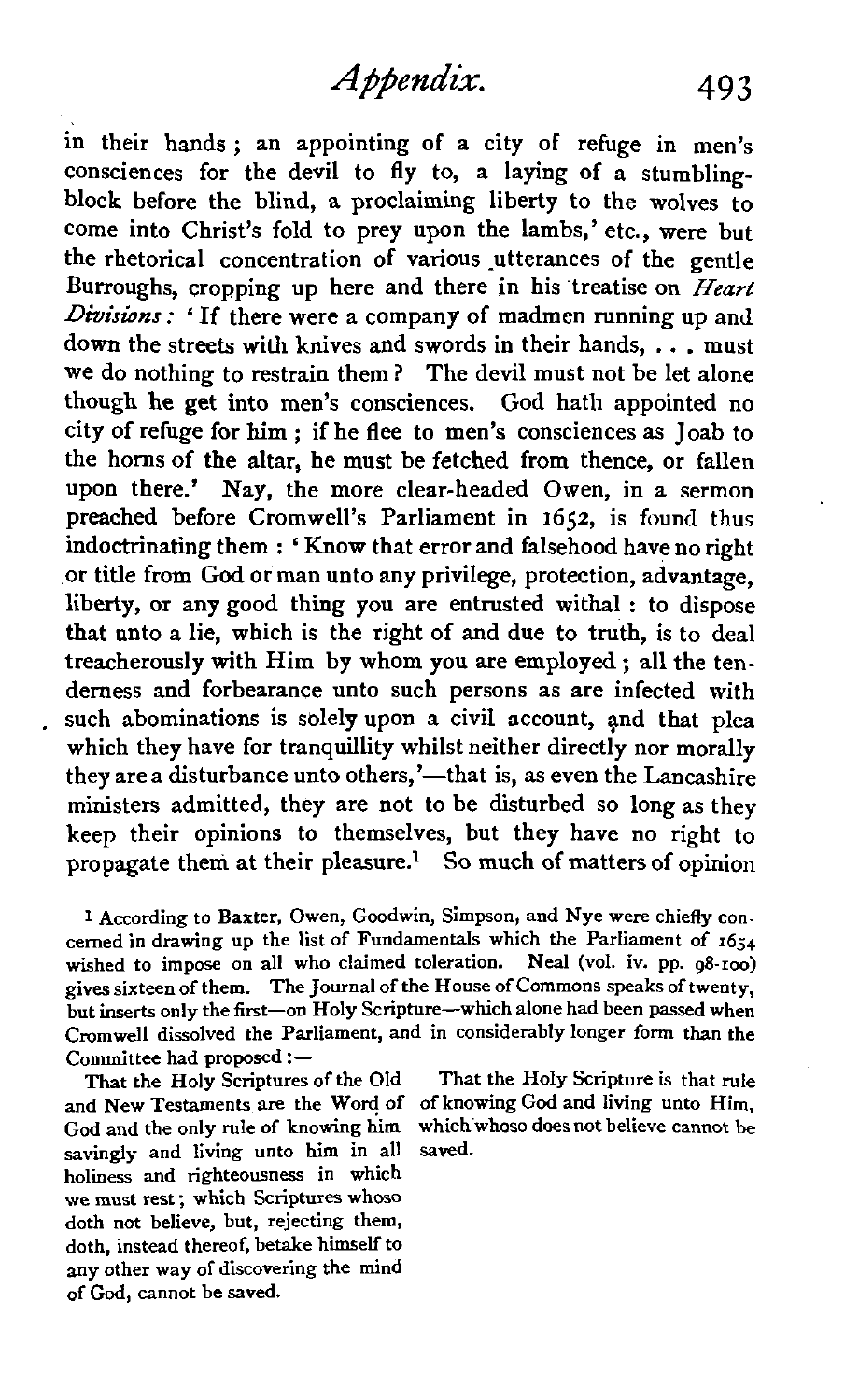in their hands; an appointing of a city of refuge in men's consciences for the devil to fly to, a laying of a stumbling-block before the blind, a proclaiming liberty to the wolves to come into Christ's fold to prey upon the lambs,' etc., were but the rhetorical concentration of various utterances of the gentle Burroughs, cropping up here and there in his treatise on *Heart Divisions*: 'If there were a company of madmen running up and down the streets with knives and swords in their hands, . . . must we do nothing to restrain them? The devil must not be let alone though he get into men's consciences. God hath appointed no city of refuge for him; if he flee to men's consciences as Joab to the horns of the altar, he must be fetched from thence, or fallen upon there.' Nay, the more clear-headed Owen, in a sermon preached before Cromwell's Parliament in 1652, is found thus indoctrinating them: 'Know that error and falsehood have no right or title from God or man unto any privilege, protection, advantage, liberty, or any good thing you are entrusted withal: to dispose that unto a lie, which is the right of and due to truth, is to deal treacherously with Him by whom you are employed; all the tenderness and forbearance unto such persons as are infected with such abominations is solely upon a civil account, and that plea which they have for tranquillity whilst neither directly nor morally they are a disturbance unto others,'—that is, as even the Lancashire ministers admitted, they are not to be disturbed so long as they keep their opinions to themselves, but they have no right to propagate them at their pleasure.[1] So much of matters of opinion

[1] According to Baxter, Owen, Goodwin, Simpson, and Nye were chiefly concerned in drawing up the list of Fundamentals which the Parliament of 1654 wished to impose on all who claimed toleration. Neal (vol. iv. pp. 98-100) gives sixteen of them. The Journal of the House of Commons speaks of twenty, but inserts only the first—on Holy Scripture—which alone had been passed when Cromwell dissolved the Parliament, and in considerably longer form than the Committee had proposed:—

That the Holy Scriptures of the Old and New Testaments are the Word of God and the only rule of knowing him savingly and living unto him in all holiness and righteousness in which we must rest; which Scriptures whoso doth not believe, but, rejecting them, doth, instead thereof, betake himself to any other way of discovering the mind of God, cannot be saved.

That the Holy Scripture is that rule of knowing God and living unto Him, which whoso does not believe cannot be saved.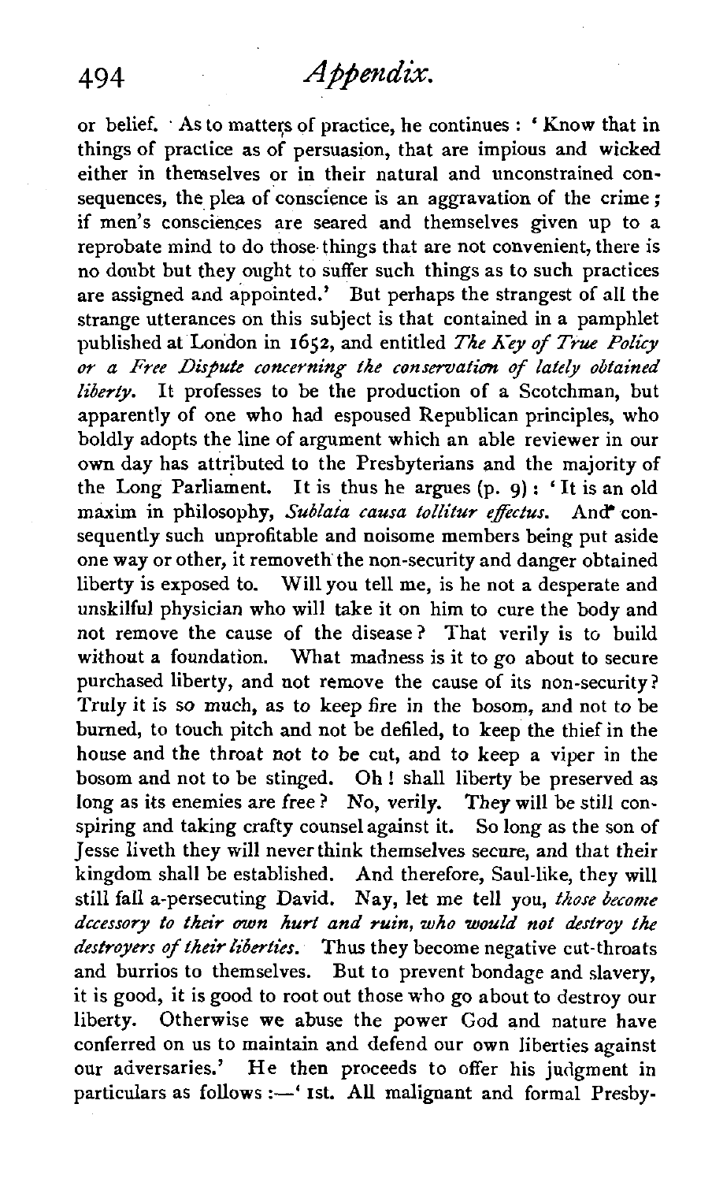or belief. As to matters of practice, he continues : 'Know that in things of practice as of persuasion, that are impious and wicked either in themselves or in their natural and unconstrained consequences, the plea of conscience is an aggravation of the crime; if men's consciences are seared and themselves given up to a reprobate mind to do those things that are not convenient, there is no doubt but they ought to suffer such things as to such practices are assigned and appointed.' But perhaps the strangest of all the strange utterances on this subject is that contained in a pamphlet published at London in 1652, and entitled *The Key of True Policy or a Free Dispute concerning the conservation of lately obtained liberty.* It professes to be the production of a Scotchman, but apparently of one who had espoused Republican principles, who boldly adopts the line of argument which an able reviewer in our own day has attributed to the Presbyterians and the majority of the Long Parliament. It is thus he argues (p. 9) : 'It is an old maxim in philosophy, *Sublata causa tollitur effectus.* And consequently such unprofitable and noisome members being put aside one way or other, it removeth the non-security and danger obtained liberty is exposed to. Will you tell me, is he not a desperate and unskilful physician who will take it on him to cure the body and not remove the cause of the disease? That verily is to build without a foundation. What madness is it to go about to secure purchased liberty, and not remove the cause of its non-security? Truly it is so much, as to keep fire in the bosom, and not to be burned, to touch pitch and not be defiled, to keep the thief in the house and the throat not to be cut, and to keep a viper in the bosom and not to be stinged. Oh! shall liberty be preserved as long as its enemies are free? No, verily. They will be still conspiring and taking crafty counsel against it. So long as the son of Jesse liveth they will never think themselves secure, and that their kingdom shall be established. And therefore, Saul-like, they will still fall a-persecuting David. Nay, let me tell you, *those become accessory to their own hurt and ruin, who would not destroy the destroyers of their liberties.* Thus they become negative cut-throats and burrios to themselves. But to prevent bondage and slavery, it is good, it is good to root out those who go about to destroy our liberty. Otherwise we abuse the power God and nature have conferred on us to maintain and defend our own liberties against our adversaries.' He then proceeds to offer his judgment in particulars as follows :—'1st. All malignant and formal Presby-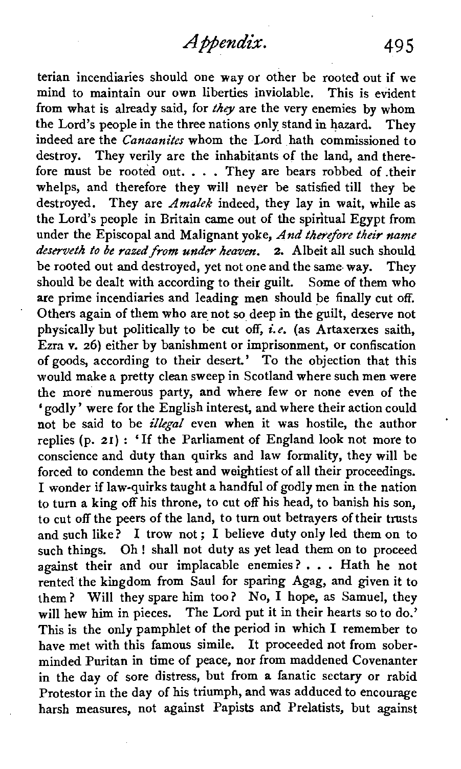terian incendiaries should one way or other be rooted out if we mind to maintain our own liberties inviolable. This is evident from what is already said, for *they* are the very enemies by whom the Lord's people in the three nations only stand in hazard. They indeed are the *Canaanites* whom the Lord hath commissioned to destroy. They verily are the inhabitants of the land, and therefore must be rooted out. . . . They are bears robbed of their whelps, and therefore they will never be satisfied till they be destroyed. They are *Amalek* indeed, they lay in wait, while as the Lord's people in Britain came out of the spiritual Egypt from under the Episcopal and Malignant yoke, *And therefore their name deserveth to be razed from under heaven*. 2. Albeit all such should be rooted out and destroyed, yet not one and the same way. They should be dealt with according to their guilt. Some of them who are prime incendiaries and leading men should be finally cut off. Others again of them who are not so deep in the guilt, deserve not physically but politically to be cut off, *i.e.* (as Artaxerxes saith, Ezra v. 26) either by banishment or imprisonment, or confiscation of goods, according to their desert.' To the objection that this would make a pretty clean sweep in Scotland where such men were the more numerous party, and where few or none even of the 'godly' were for the English interest, and where their action could not be said to be *illegal* even when it was hostile, the author replies (p. 21): 'If the Parliament of England look not more to conscience and duty than quirks and law formality, they will be forced to condemn the best and weightiest of all their proceedings. I wonder if law-quirks taught a handful of godly men in the nation to turn a king off his throne, to cut off his head, to banish his son, to cut off the peers of the land, to turn out betrayers of their trusts and such like? I trow not; I believe duty only led them on to such things. Oh! shall not duty as yet lead them on to proceed against their and our implacable enemies? . . . Hath he not rented the kingdom from Saul for sparing Agag, and given it to them? Will they spare him too? No, I hope, as Samuel, they will hew him in pieces. The Lord put it in their hearts so to do.' This is the only pamphlet of the period in which I remember to have met with this famous simile. It proceeded not from soberminded Puritan in time of peace, nor from maddened Covenanter in the day of sore distress, but from a fanatic sectary or rabid Protestor in the day of his triumph, and was adduced to encourage harsh measures, not against Papists and Prelatists, but against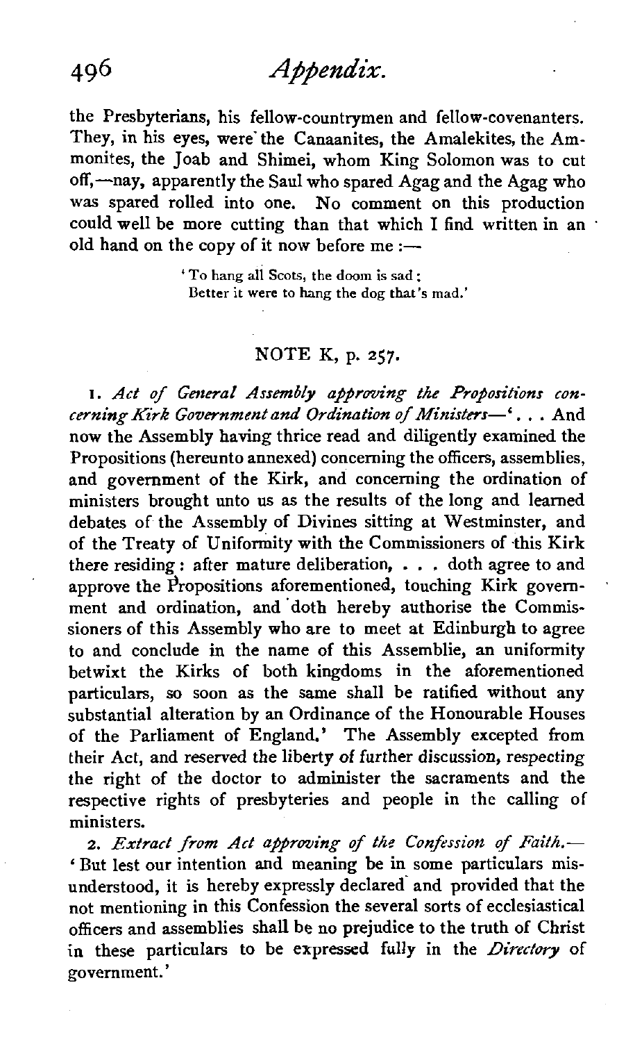the Presbyterians, his fellow-countrymen and fellow-covenanters. They, in his eyes, were the Canaanites, the Amalekites, the Ammonites, the Joab and Shimei, whom King Solomon was to cut off,—nay, apparently the Saul who spared Agag and the Agag who was spared rolled into one. No comment on this production could well be more cutting than that which I find written in an old hand on the copy of it now before me:—

> 'To hang all Scots, the doom is sad;
> Better it were to hang the dog that's mad.'

## NOTE K, p. 257.

1. *Act of General Assembly approving the Propositions concerning Kirk Government and Ordination of Ministers*—'. . . And now the Assembly having thrice read and diligently examined the Propositions (hereunto annexed) concerning the officers, assemblies, and government of the Kirk, and concerning the ordination of ministers brought unto us as the results of the long and learned debates of the Assembly of Divines sitting at Westminster, and of the Treaty of Uniformity with the Commissioners of this Kirk there residing: after mature deliberation, . . . doth agree to and approve the Propositions aforementioned, touching Kirk government and ordination, and doth hereby authorise the Commissioners of this Assembly who are to meet at Edinburgh to agree to and conclude in the name of this Assemblie, an uniformity betwixt the Kirks of both kingdoms in the aforementioned particulars, so soon as the same shall be ratified without any substantial alteration by an Ordinance of the Honourable Houses of the Parliament of England.' The Assembly excepted from their Act, and reserved the liberty of further discussion, respecting the right of the doctor to administer the sacraments and the respective rights of presbyteries and people in the calling of ministers.

2. *Extract from Act approving of the Confession of Faith.*—'But lest our intention and meaning be in some particulars misunderstood, it is hereby expressly declared and provided that the not mentioning in this Confession the several sorts of ecclesiastical officers and assemblies shall be no prejudice to the truth of Christ in these particulars to be expressed fully in the *Directory* of government.'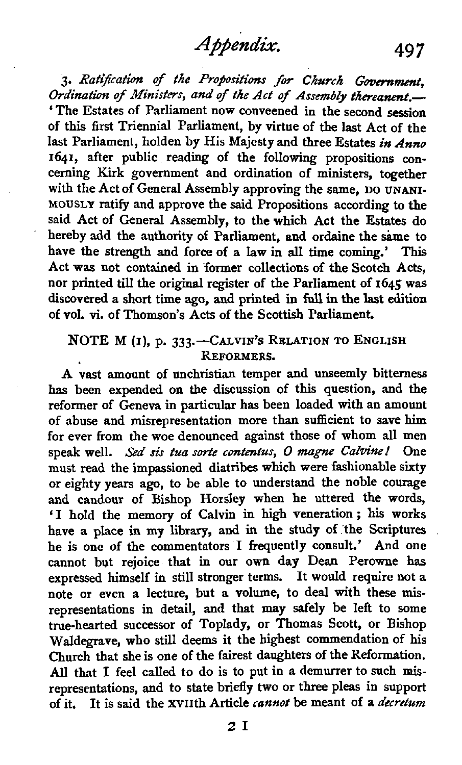3. *Ratification of the Propositions for Church Government, Ordination of Ministers, and of the Act of Assembly thereanent.*—'The Estates of Parliament now conveened in the second session of this first Triennial Parliament, by virtue of the last Act of the last Parliament, holden by His Majesty and three Estates *in Anno* 1641, after public reading of the following propositions concerning Kirk government and ordination of ministers, together with the Act of General Assembly approving the same, DO UNANIMOUSLY ratify and approve the said Propositions according to the said Act of General Assembly, to the which Act the Estates do hereby add the authority of Parliament, and ordaine the sàme to have the strength and force of a law in all time coming.' This Act was not contained in former collections of the Scotch Acts, nor printed till the original register of the Parliament of 1645 was discovered a short time ago, and printed in full in the last edition of vol. vi. of Thomson's Acts of the Scottish Parliament.

## NOTE M (1), p. 333.—CALVIN'S RELATION TO ENGLISH REFORMERS.

A vast amount of unchristian temper and unseemly bitterness has been expended on the discussion of this question, and the reformer of Geneva in particular has been loaded with an amount of abuse and misrepresentation more than sufficient to save him for ever from the woe denounced against those of whom all men speak well. *Sed sis tua sorte contentus, O magne Calvine!* One must read the impassioned diatribes which were fashionable sixty or eighty years ago, to be able to understand the noble courage and candour of Bishop Horsley when he uttered the words, 'I hold the memory of Calvin in high veneration; his works have a place in my library, and in the study of the Scriptures he is one of the commentators I frequently consult.' And one cannot but rejoice that in our own day Dean Perowne has expressed himself in still stronger terms. It would require not a note or even a lecture, but a volume, to deal with these misrepresentations in detail, and that may safely be left to some true-hearted successor of Toplady, or Thomas Scott, or Bishop Waldegrave, who still deems it the highest commendation of his Church that she is one of the fairest daughters of the Reformation. All that I feel called to do is to put in a demurrer to such misrepresentations, and to state briefly two or three pleas in support of it. It is said the XVIIth Article *cannot* be meant of a *decretum*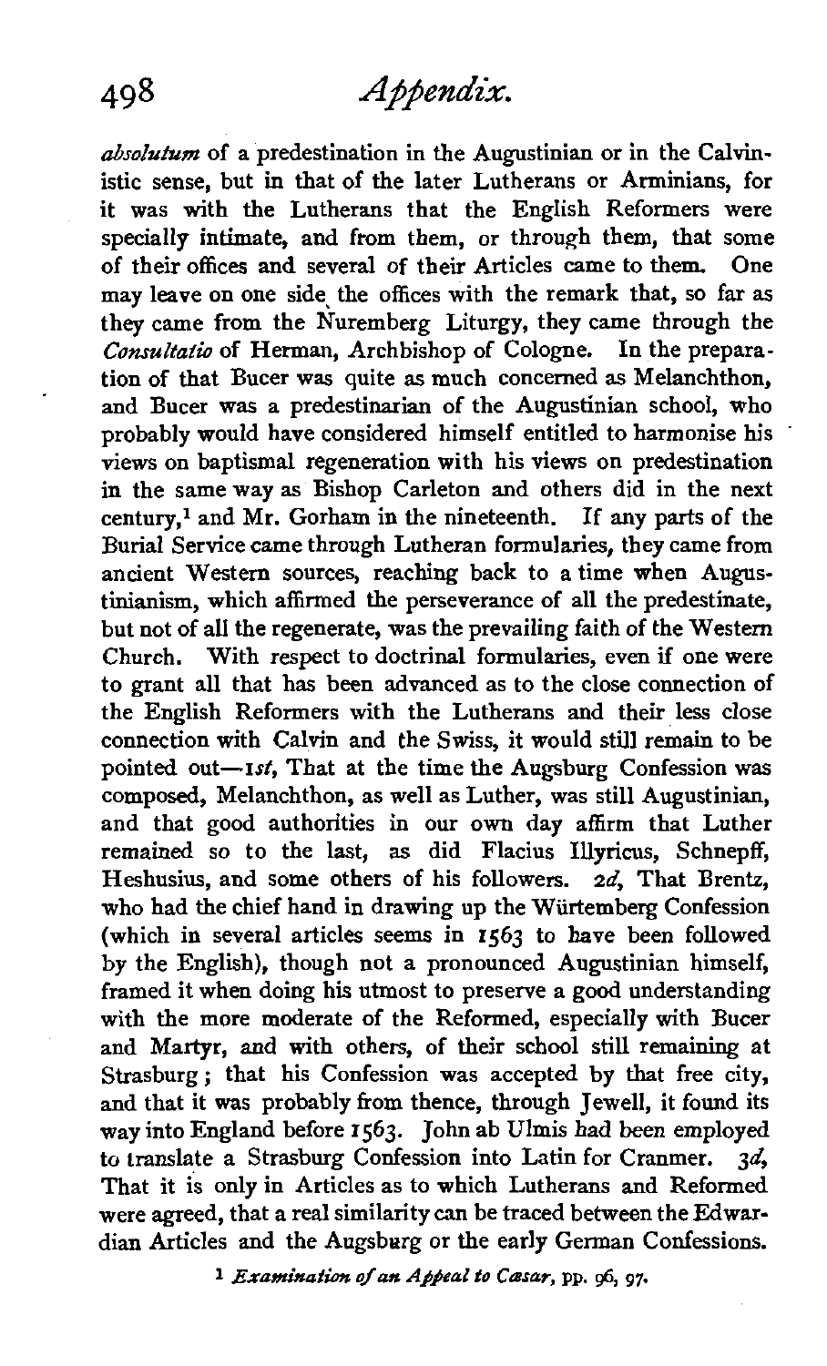*absolutum* of a predestination in the Augustinian or in the Calvinistic sense, but in that of the later Lutherans or Arminians, for it was with the Lutherans that the English Reformers were specially intimate, and from them, or through them, that some of their offices and several of their Articles came to them. One may leave on one side the offices with the remark that, so far as they came from the Nuremberg Liturgy, they came through the *Consultatio* of Herman, Archbishop of Cologne. In the preparation of that Bucer was quite as much concerned as Melanchthon, and Bucer was a predestinarian of the Augustinian school, who probably would have considered himself entitled to harmonise his views on baptismal regeneration with his views on predestination in the same way as Bishop Carleton and others did in the next century,[1] and Mr. Gorham in the nineteenth. If any parts of the Burial Service came through Lutheran formularies, they came from ancient Western sources, reaching back to a time when Augustinianism, which affirmed the perseverance of all the predestinate, but not of all the regenerate, was the prevailing faith of the Western Church. With respect to doctrinal formularies, even if one were to grant all that has been advanced as to the close connection of the English Reformers with the Lutherans and their less close connection with Calvin and the Swiss, it would still remain to be pointed out—*1st*, That at the time the Augsburg Confession was composed, Melanchthon, as well as Luther, was still Augustinian, and that good authorities in our own day affirm that Luther remained so to the last, as did Flacius Illyricus, Schnepff, Heshusius, and some others of his followers. *2d*, That Brentz, who had the chief hand in drawing up the Würtemberg Confession (which in several articles seems in 1563 to have been followed by the English), though not a pronounced Augustinian himself, framed it when doing his utmost to preserve a good understanding with the more moderate of the Reformed, especially with Bucer and Martyr, and with others, of their school still remaining at Strasburg; that his Confession was accepted by that free city, and that it was probably from thence, through Jewell, it found its way into England before 1563. John ab Ulmis had been employed to translate a Strasburg Confession into Latin for Cranmer. *3d*, That it is only in Articles as to which Lutherans and Reformed were agreed, that a real similarity can be traced between the Edwardian Articles and the Augsburg or the early German Confessions.

[1] *Examination of an Appeal to Cæsar*, pp. 96, 97.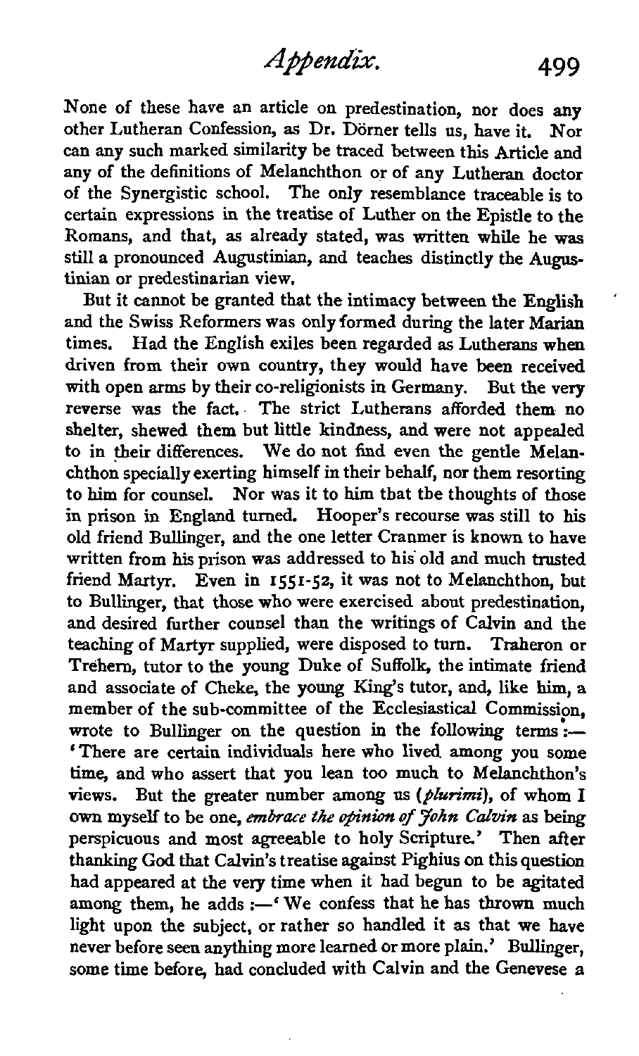None of these have an article on predestination, nor does any other Lutheran Confession, as Dr. Dörner tells us, have it. Nor can any such marked similarity be traced between this Article and any of the definitions of Melanchthon or of any Lutheran doctor of the Synergistic school. The only resemblance traceable is to certain expressions in the treatise of Luther on the Epistle to the Romans, and that, as already stated, was written while he was still a pronounced Augustinian, and teaches distinctly the Augustinian or predestinarian view.

But it cannot be granted that the intimacy between the English and the Swiss Reformers was only formed during the later Marian times. Had the English exiles been regarded as Lutherans when driven from their own country, they would have been received with open arms by their co-religionists in Germany. But the very reverse was the fact. The strict Lutherans afforded them no shelter, shewed them but little kindness, and were not appealed to in their differences. We do not find even the gentle Melanchthon specially exerting himself in their behalf, nor them resorting to him for counsel. Nor was it to him that the thoughts of those in prison in England turned. Hooper's recourse was still to his old friend Bullinger, and the one letter Cranmer is known to have written from his prison was addressed to his old and much trusted friend Martyr. Even in 1551-52, it was not to Melanchthon, but to Bullinger, that those who were exercised about predestination, and desired further counsel than the writings of Calvin and the teaching of Martyr supplied, were disposed to turn. Traheron or Trehern, tutor to the young Duke of Suffolk, the intimate friend and associate of Cheke, the young King's tutor, and, like him, a member of the sub-committee of the Ecclesiastical Commission, wrote to Bullinger on the question in the following terms:—'There are certain individuals here who lived among you some time, and who assert that you lean too much to Melanchthon's views. But the greater number among us (*plurimi*), of whom I own myself to be one, *embrace the opinion of John Calvin* as being perspicuous and most agreeable to holy Scripture.' Then after thanking God that Calvin's treatise against Pighius on this question had appeared at the very time when it had begun to be agitated among them, he adds:—'We confess that he has thrown much light upon the subject, or rather so handled it as that we have never before seen anything more learned or more plain.' Bullinger, some time before, had concluded with Calvin and the Genevese a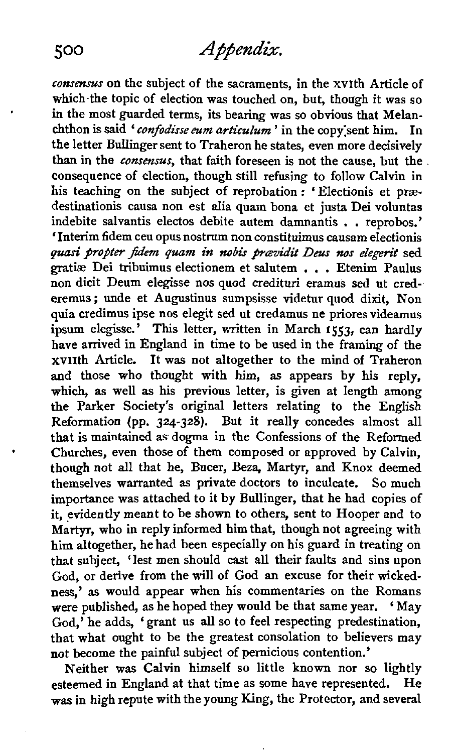*consensus* on the subject of the sacraments, in the XVIth Article of which the topic of election was touched on, but, though it was so in the most guarded terms, its bearing was so obvious that Melanchthon is said '*confodisse eum articulum*' in the copy sent him. In the letter Bullinger sent to Traheron he states, even more decisively than in the *consensus*, that faith foreseen is not the cause, but the consequence of election, though still refusing to follow Calvin in his teaching on the subject of reprobation: 'Electionis et prædestinationis causa non est alia quam bona et justa Dei voluntas indebite salvantis electos debite autem damnantis . . reprobos.' 'Interim fidem ceu opus nostrum non constituimus causam electionis *quasi propter fidem quam in nobis prævidit Deus nos elegerit* sed gratiæ Dei tribuimus electionem et salutem . . . Etenim Paulus non dicit Deum elegisse nos quod credituri eramus sed ut crederemus; unde et Augustinus sumpsisse videtur quod dixit, Non quia credimus ipse nos elegit sed ut credamus ne priores videamus ipsum elegisse.' This letter, written in March 1553, can hardly have arrived in England in time to be used in the framing of the XVIIth Article. It was not altogether to the mind of Traheron and those who thought with him, as appears by his reply, which, as well as his previous letter, is given at length among the Parker Society's original letters relating to the English Reformation (pp. 324-328). But it really concedes almost all that is maintained as dogma in the Confessions of the Reformed Churches, even those of them composed or approved by Calvin, though not all that he, Bucer, Beza, Martyr, and Knox deemed themselves warranted as private doctors to inculcate. So much importance was attached to it by Bullinger, that he had copies of it, evidently meant to be shown to others, sent to Hooper and to Martyr, who in reply informed him that, though not agreeing with him altogether, he had been especially on his guard in treating on that subject, 'lest men should cast all their faults and sins upon God, or derive from the will of God an excuse for their wickedness,' as would appear when his commentaries on the Romans were published, as he hoped they would be that same year. 'May God,' he adds, 'grant us all so to feel respecting predestination, that what ought to be the greatest consolation to believers may not become the painful subject of pernicious contention.'

Neither was Calvin himself so little known nor so lightly esteemed in England at that time as some have represented. He was in high repute with the young King, the Protector, and several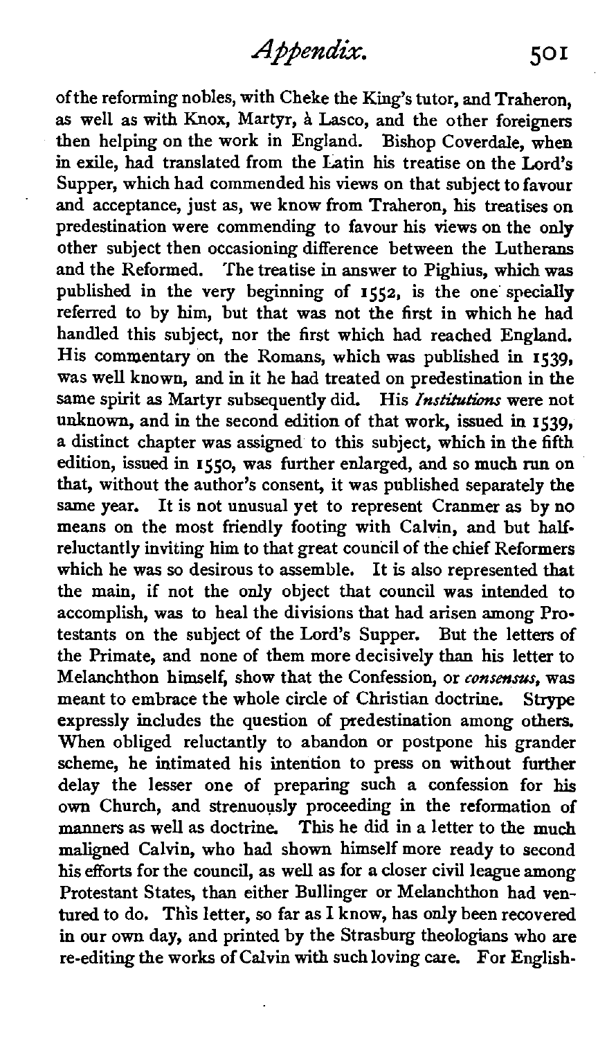of the reforming nobles, with Cheke the King's tutor, and Traheron, as well as with Knox, Martyr, à Lasco, and the other foreigners then helping on the work in England. Bishop Coverdale, when in exile, had translated from the Latin his treatise on the Lord's Supper, which had commended his views on that subject to favour and acceptance, just as, we know from Traheron, his treatises on predestination were commending to favour his views on the only other subject then occasioning difference between the Lutherans and the Reformed. The treatise in answer to Pighius, which was published in the very beginning of 1552, is the one specially referred to by him, but that was not the first in which he had handled this subject, nor the first which had reached England. His commentary on the Romans, which was published in 1539, was well known, and in it he had treated on predestination in the same spirit as Martyr subsequently did. His *Institutions* were not unknown, and in the second edition of that work, issued in 1539, a distinct chapter was assigned to this subject, which in the fifth edition, issued in 1550, was further enlarged, and so much run on that, without the author's consent, it was published separately the same year. It is not unusual yet to represent Cranmer as by no means on the most friendly footing with Calvin, and but half-reluctantly inviting him to that great council of the chief Reformers which he was so desirous to assemble. It is also represented that the main, if not the only object that council was intended to accomplish, was to heal the divisions that had arisen among Protestants on the subject of the Lord's Supper. But the letters of the Primate, and none of them more decisively than his letter to Melanchthon himself, show that the Confession, or *consensus*, was meant to embrace the whole circle of Christian doctrine. Strype expressly includes the question of predestination among others. When obliged reluctantly to abandon or postpone his grander scheme, he intimated his intention to press on without further delay the lesser one of preparing such a confession for his own Church, and strenuously proceeding in the reformation of manners as well as doctrine. This he did in a letter to the much maligned Calvin, who had shown himself more ready to second his efforts for the council, as well as for a closer civil league among Protestant States, than either Bullinger or Melanchthon had ventured to do. This letter, so far as I know, has only been recovered in our own day, and printed by the Strasburg theologians who are re-editing the works of Calvin with such loving care. For English-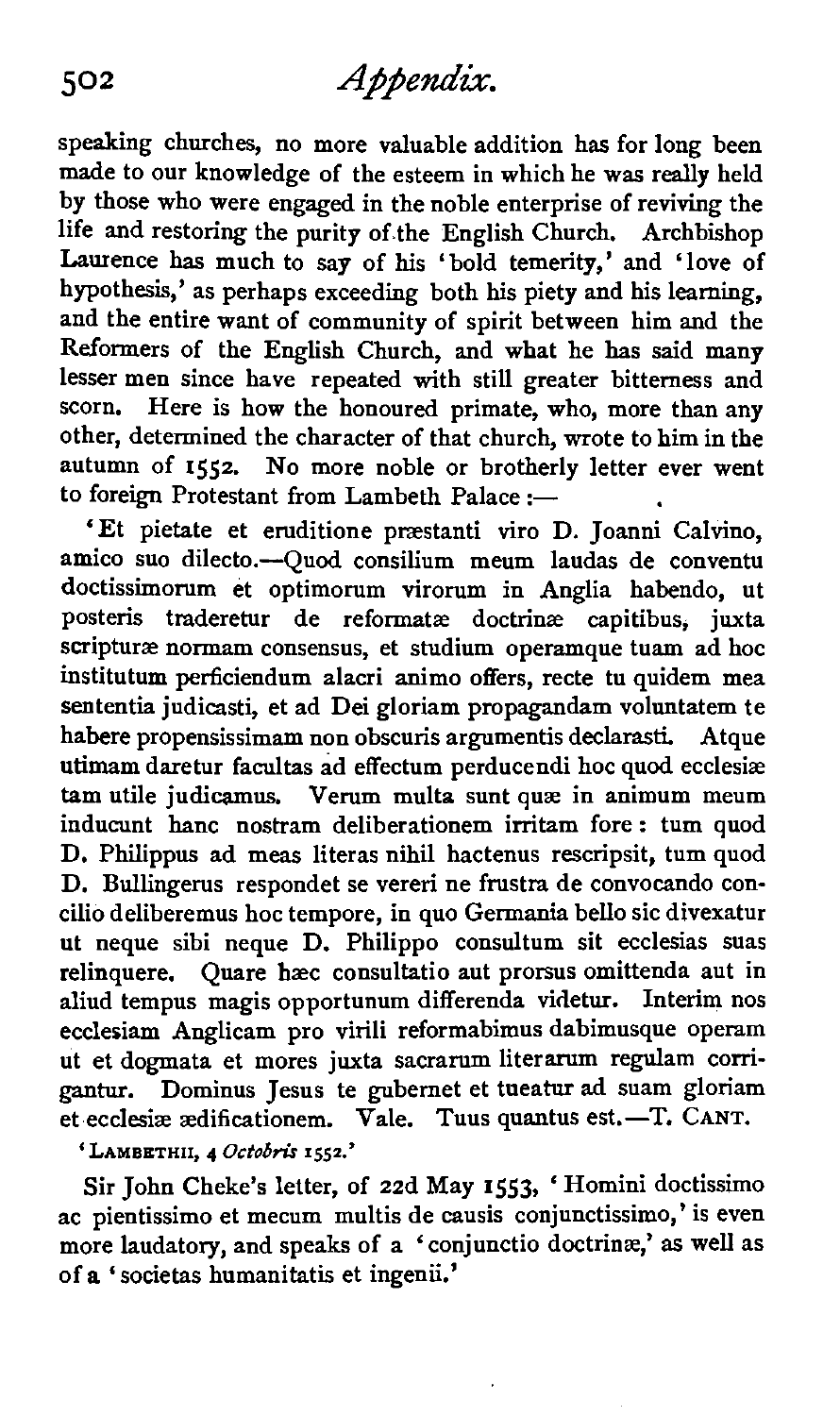speaking churches, no more valuable addition has for long been made to our knowledge of the esteem in which he was really held by those who were engaged in the noble enterprise of reviving the life and restoring the purity of the English Church. Archbishop Laurence has much to say of his 'bold temerity,' and 'love of hypothesis,' as perhaps exceeding both his piety and his learning, and the entire want of community of spirit between him and the Reformers of the English Church, and what he has said many lesser men since have repeated with still greater bitterness and scorn. Here is how the honoured primate, who, more than any other, determined the character of that church, wrote to him in the autumn of 1552. No more noble or brotherly letter ever went to foreign Protestant from Lambeth Palace:—

'Et pietate et eruditione præstanti viro D. Joanni Calvino, amico suo dilecto.—Quod consilium meum laudas de conventu doctissimorum et optimorum virorum in Anglia habendo, ut posteris traderetur de reformatæ doctrinæ capitibus, juxta scripturæ normam consensus, et studium operamque tuam ad hoc institutum perficiendum alacri animo offers, recte tu quidem mea sententia judicasti, et ad Dei gloriam propagandam voluntatem te habere propensissimam non obscuris argumentis declarasti. Atque utimam daretur facultas ad effectum perducendi hoc quod ecclesiæ tam utile judicamus. Verum multa sunt quæ in animum meum inducunt hanc nostram deliberationem irritam fore: tum quod D. Philippus ad meas literas nihil hactenus rescripsit, tum quod D. Bullingerus respondet se vereri ne frustra de convocando concilio deliberemus hoc tempore, in quo Germania bello sic divexatur ut neque sibi neque D. Philippo consultum sit ecclesias suas relinquere. Quare hæc consultatio aut prorsus omittenda aut in aliud tempus magis opportunum differenda videtur. Interim nos ecclesiam Anglicam pro virili reformabimus dabimusque operam ut et dogmata et mores juxta sacrarum literarum regulam corrigantur. Dominus Jesus te gubernet et tueatur ad suam gloriam et ecclesiæ ædificationem. Vale. Tuus quantus est.—T. CANT.

'LAMBETHII, 4 *Octobris* 1552.'

Sir John Cheke's letter, of 22d May 1553, 'Homini doctissimo ac pientissimo et mecum multis de causis conjunctissimo,' is even more laudatory, and speaks of a 'conjunctio doctrinæ,' as well as of a 'societas humanitatis et ingenii.'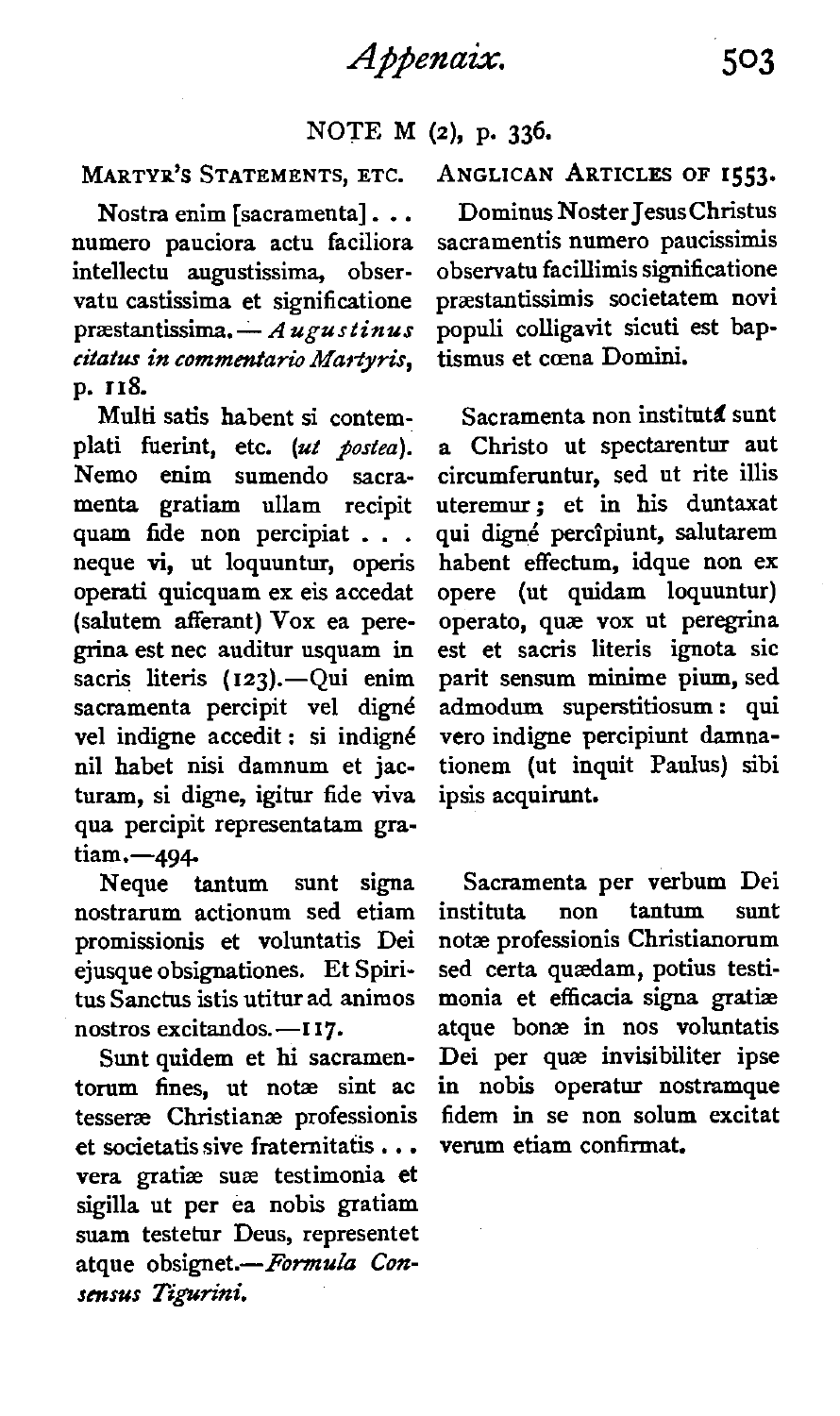## NOTE M (2), p. 336.

| MARTYR'S STATEMENTS, ETC. | ANGLICAN ARTICLES OF 1553. |
| --- | --- |
| Nostra enim [sacramenta] . . . numero pauciora actu faciliora intellectu augustissima, observatu castissima et significatione præstantissima.—*Augustinus citatus in commentario Martyris*, p. 118. | Dominus Noster Jesus Christus sacramentis numero paucissimis observatu facillimis significatione præstantissimis societatem novi populi colligavit sicuti est baptismus et cœna Domini. |
| Multi satis habent si contemplati fuerint, etc. (*ut postea*). Nemo enim sumendo sacramenta gratiam ullam recipit quam fide non percipiat . . . neque vi, ut loquuntur, operis operati quicquam ex eis accedat (salutem afferant) Vox ea peregrina est nec auditur usquam in sacris literis (123).—Qui enim sacramenta percipit vel digné vel indigne accedit: si indigné nil habet nisi damnum et jacturam, si digne, igitur fide viva qua percipit representatam gratiam.—494. | Sacramenta non instituta sunt a Christo ut spectarentur aut circumferuntur, sed ut rite illis uteremur; et in his duntaxat qui digné percîpiunt, salutarem habent effectum, idque non ex opere (ut quidam loquuntur) operato, quæ vox ut peregrina est et sacris literis ignota sic parit sensum minime pium, sed admodum superstitiosum: qui vero indigne percipiunt damnationem (ut inquit Paulus) sibi ipsis acquirunt. |
| Neque tantum sunt signa nostrarum actionum sed etiam promissionis et voluntatis Dei ejusque obsignationes. Et Spiritus Sanctus istis utitur ad animos nostros excitandos.—117. Sunt quidem et hi sacramentorum fines, ut notæ sint ac tesseræ Christianæ professionis et societatis sive fraternitatis . . . vera gratiæ suæ testimonia et sigilla ut per ea nobis gratiam suam testetur Deus, representet atque obsignet.—*Formula Consensus Tigurini.* | Sacramenta per verbum Dei instituta non tantum sunt notæ professionis Christianorum sed certa quædam, potius testimonia et efficacia signa gratiæ atque bonæ in nos voluntatis Dei per quæ invisibiliter ipse in nobis operatur nostramque fidem in se non solum excitat verum etiam confirmat. |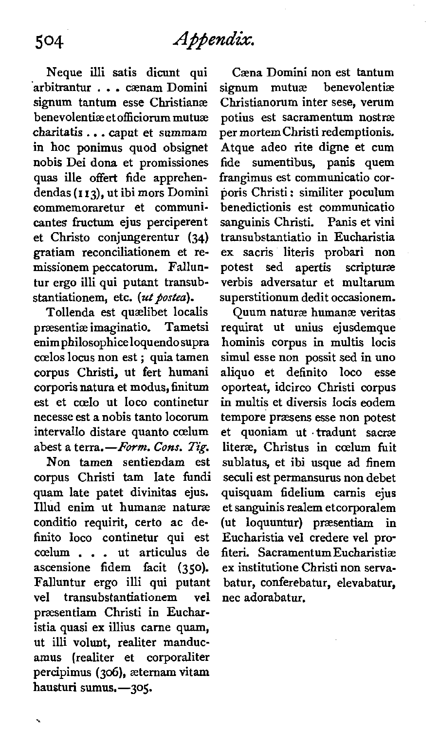Neque illi satis dicunt qui arbitrantur . . . cænam Domini signum tantum esse Christianæ benevolentiæ et officiorum mutuæ charitatis . . . caput et summam in hoc ponimus quod obsignet nobis Dei dona et promissiones quas ille offert fide apprehendendas (113), ut ibi mors Domini commemoraretur et communicantes fructum ejus perciperent et Christo conjungerentur (34) gratiam reconciliationem et remissionem peccatorum. Falluntur ergo illi qui putant transubstantiationem, etc. (*ut postea*).

Tollenda est quælibet localis præsentiæ imaginatio. Tametsi enim philosophice loquendo supra cœlos locus non est; quia tamen corpus Christi, ut fert humani corporis natura et modus, finitum est et cœlo ut loco continetur necesse est a nobis tanto locorum intervallo distare quanto cœlum abest a terra.—*Form. Cons. Tig.*

Non tamen sentiendam est corpus Christi tam late fundi quam late patet divinitas ejus. Illud enim ut humanæ naturæ conditio requirit, certo ac definito loco continetur qui est cœlum . . . ut articulus de ascensione fidem facit (350). Falluntur ergo illi qui putant vel transubstantiationem vel præsentiam Christi in Eucharistia quasi ex illius carne quam, ut illi volunt, realiter manducamus (realiter et corporaliter percipimus (306), æternam vitam hausturi sumus.—305.

Cæna Domini non est tantum signum mutuæ benevolentiæ Christianorum inter sese, verum potius est sacramentum nostræ per mortem Christi redemptionis. Atque adeo rite digne et cum fide sumentibus, panis quem frangimus est communicatio corporis Christi: similiter poculum benedictionis est communicatio sanguinis Christi. Panis et vini transubstantiatio in Eucharistia ex sacris literis probari non potest sed apertis scripturæ verbis adversatur et multarum superstitionum dedit occasionem.

Quum naturæ humanæ veritas requirat ut unius ejusdemque hominis corpus in multis locis simul esse non possit sed in uno aliquo et definito loco esse oporteat, idcirco Christi corpus in multis et diversis locis eodem tempore præsens esse non potest et quoniam ut tradunt sacræ literæ, Christus in cœlum fuit sublatus, et ibi usque ad finem seculi est permansurus non debet quisquam fidelium carnis ejus et sanguinis realem et corporalem (ut loquuntur) præsentiam in Eucharistia vel credere vel profiteri. Sacramentum Eucharistiæ ex institutione Christi non servabatur, conferebatur, elevabatur, nec adorabatur.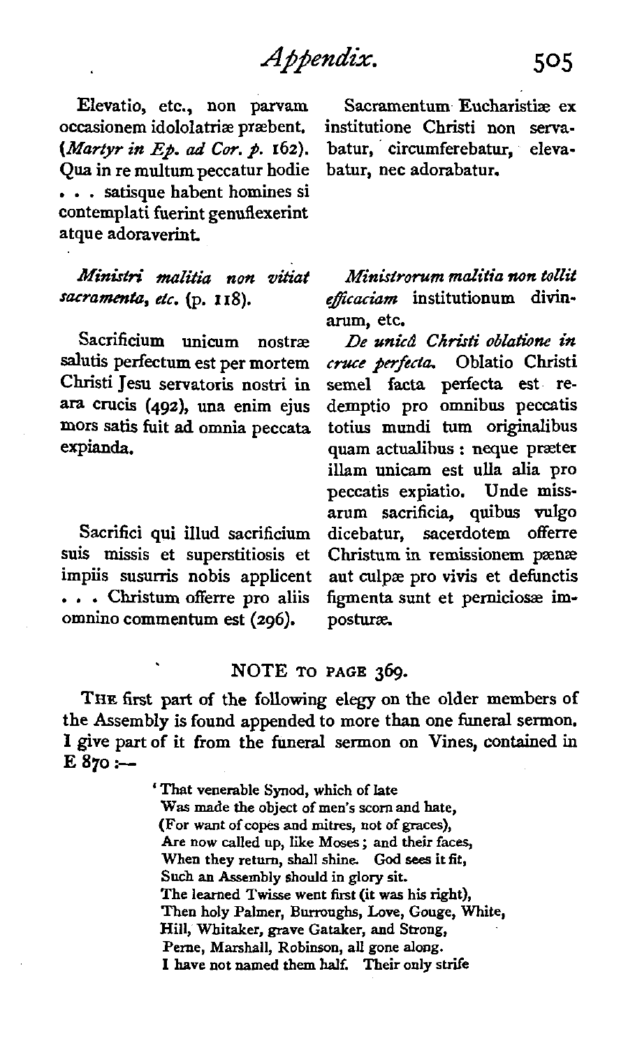Elevatio, etc., non parvam occasionem idololatriæ præbent. (*Martyr in Ep. ad Cor. p.* 162). Qua in re multum peccatur hodie . . . satisque habent homines si contemplati fuerint genuflexerint atque adoraverint.

Sacramentum Eucharistiæ ex institutione Christi non servabatur, circumferebatur, elevabatur, nec adorabatur.

*Ministri malitia non vitiat sacramenta, etc.* (p. 118).

*Ministrorum malitia non tollit efficaciam* institutionum divinarum, etc.

Sacrificium unicum nostræ salutis perfectum est per mortem Christi Jesu servatoris nostri in ara crucis (492), una enim ejus mors satis fuit ad omnia peccata expianda.

*De unicâ Christi oblatione in cruce perfecta.* Oblatio Christi semel facta perfecta est redemptio pro omnibus peccatis totius mundi tum originalibus quam actualibus : neque præter illam unicam est ulla alia pro peccatis expiatio.

Sacrifici qui illud sacrificium suis missis et superstitiosis et impiis susurris nobis applicent . . . Christum offerre pro aliis omnino commentum est (296).

Unde missarum sacrificia, quibus vulgo dicebatur, sacerdotem offerre Christum in remissionem pœnæ aut culpæ pro vivis et defunctis figmenta sunt et perniciosæ imposturæ.

## NOTE TO PAGE 369.

THE first part of the following elegy on the older members of the Assembly is found appended to more than one funeral sermon. I give part of it from the funeral sermon on Vines, contained in E 870 :—

> 'That venerable Synod, which of late  
> Was made the object of men's scorn and hate,  
> (For want of copes and mitres, not of graces),  
> Are now called up, like Moses ; and their faces,  
> When they return, shall shine. God sees it fit,  
> Such an Assembly should in glory sit.  
> The learned Twisse went first (it was his right),  
> Then holy Palmer, Burroughs, Love, Gouge, White,  
> Hill, Whitaker, grave Gataker, and Strong,  
> Perne, Marshall, Robinson, all gone along.  
> I have not named them half. Their only strife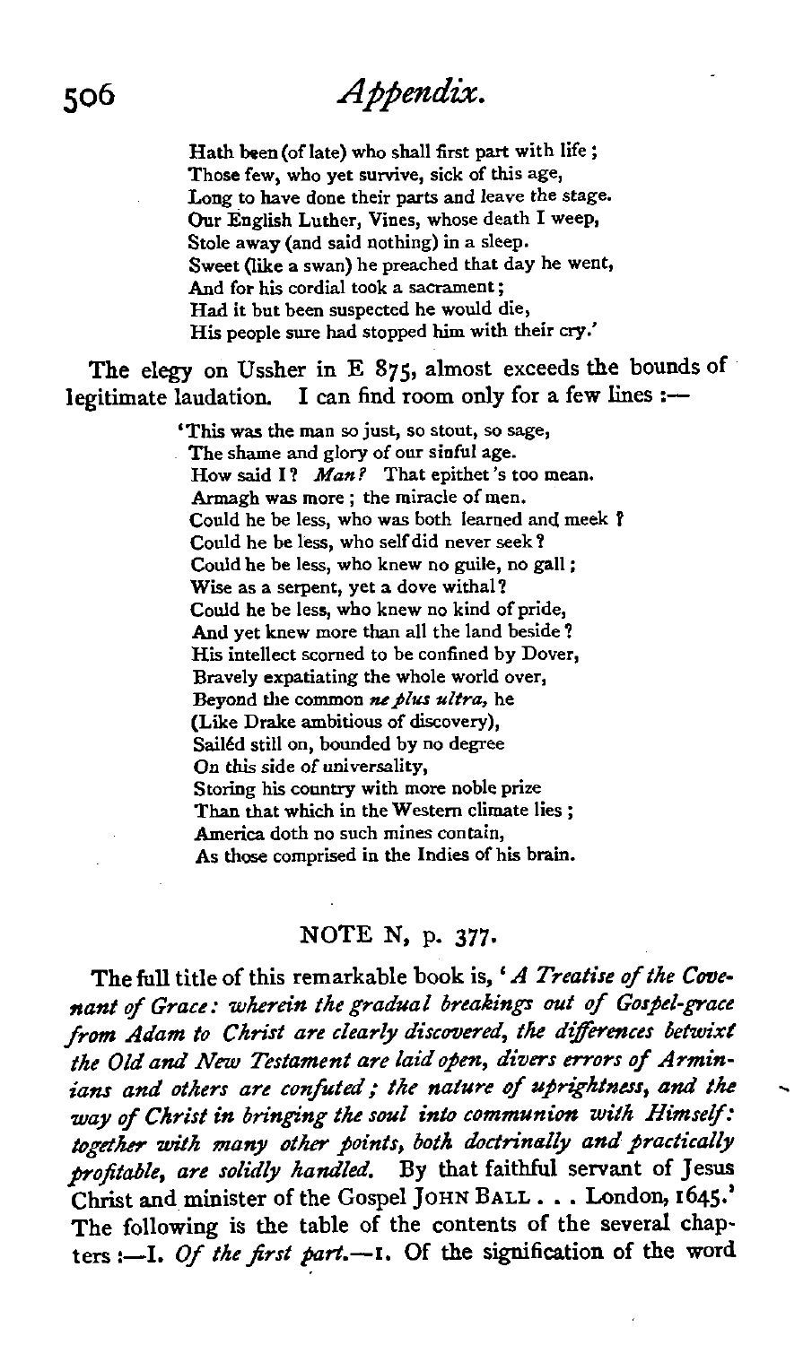Hath been (of late) who shall first part with life;
Those few, who yet survive, sick of this age,
Long to have done their parts and leave the stage.
Our English Luther, Vines, whose death I weep,
Stole away (and said nothing) in a sleep.
Sweet (like a swan) he preached that day he went,
And for his cordial took a sacrament;
Had it but been suspected he would die,
His people sure had stopped him with their cry.'

The elegy on Ussher in E 875, almost exceeds the bounds of legitimate laudation. I can find room only for a few lines :—

'This was the man so just, so stout, so sage,
The shame and glory of our sinful age.
How said I? *Man?* That epithet 's too mean.
Armagh was more; the miracle of men.
Could he be less, who was both learned and meek?
Could he be less, who self did never seek?
Could he be less, who knew no guile, no gall;
Wise as a serpent, yet a dove withal?
Could he be less, who knew no kind of pride,
And yet knew more than all the land beside?
His intellect scorned to be confined by Dover,
Bravely expatiating the whole world over,
Beyond the common *ne plus ultra,* he
(Like Drake ambitious of discovery),
Sailéd still on, bounded by no degree
On this side of universality,
Storing his country with more noble prize
Than that which in the Western climate lies;
America doth no such mines contain,
As those comprised in the Indies of his brain.

## NOTE N, p. 377.

The full title of this remarkable book is, '*A Treatise of the Covenant of Grace: wherein the gradual breakings out of Gospel-grace from Adam to Christ are clearly discovered, the differences betwixt the Old and New Testament are laid open, divers errors of Arminians and others are confuted; the nature of uprightness, and the way of Christ in bringing the soul into communion with Himself: together with many other points, both doctrinally and practically profitable, are solidly handled.* By that faithful servant of Jesus Christ and minister of the Gospel JOHN BALL . . . London, 1645.' The following is the table of the contents of the several chapters :—I. *Of the first part.*—1. Of the signification of the word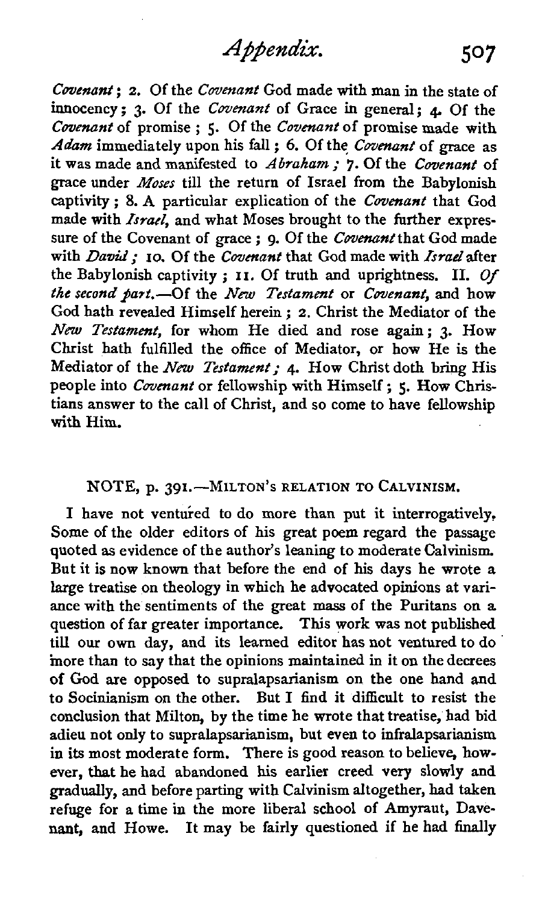*Covenant*; 2. Of the *Covenant* God made with man in the state of innocency; 3. Of the *Covenant* of Grace in general; 4. Of the *Covenant* of promise; 5. Of the *Covenant* of promise made with *Adam* immediately upon his fall; 6. Of the *Covenant* of grace as it was made and manifested to *Abraham*; 7. Of the *Covenant* of grace under *Moses* till the return of Israel from the Babylonish captivity; 8. A particular explication of the *Covenant* that God made with *Israel*, and what Moses brought to the further expressure of the Covenant of grace; 9. Of the *Covenant* that God made with *David*; 10. Of the *Covenant* that God made with *Israel* after the Babylonish captivity; 11. Of truth and uprightness. II. *Of the second part.*—Of the *New Testament* or *Covenant*, and how God hath revealed Himself herein; 2. Christ the Mediator of the *New Testament*, for whom He died and rose again; 3. How Christ hath fulfilled the office of Mediator, or how He is the Mediator of the *New Testament*; 4. How Christ doth bring His people into *Covenant* or fellowship with Himself; 5. How Christians answer to the call of Christ, and so come to have fellowship with Him.

## NOTE, p. 391.—MILTON'S RELATION TO CALVINISM.

I have not ventured to do more than put it interrogatively. Some of the older editors of his great poem regard the passage quoted as evidence of the author's leaning to moderate Calvinism. But it is now known that before the end of his days he wrote a large treatise on theology in which he advocated opinions at variance with the sentiments of the great mass of the Puritans on a question of far greater importance. This work was not published till our own day, and its learned editor has not ventured to do more than to say that the opinions maintained in it on the decrees of God are opposed to supralapsarianism on the one hand and to Socinianism on the other. But I find it difficult to resist the conclusion that Milton, by the time he wrote that treatise, had bid adieu not only to supralapsarianism, but even to infralapsarianism in its most moderate form. There is good reason to believe, however, that he had abandoned his earlier creed very slowly and gradually, and before parting with Calvinism altogether, had taken refuge for a time in the more liberal school of Amyraut, Davenant, and Howe. It may be fairly questioned if he had finally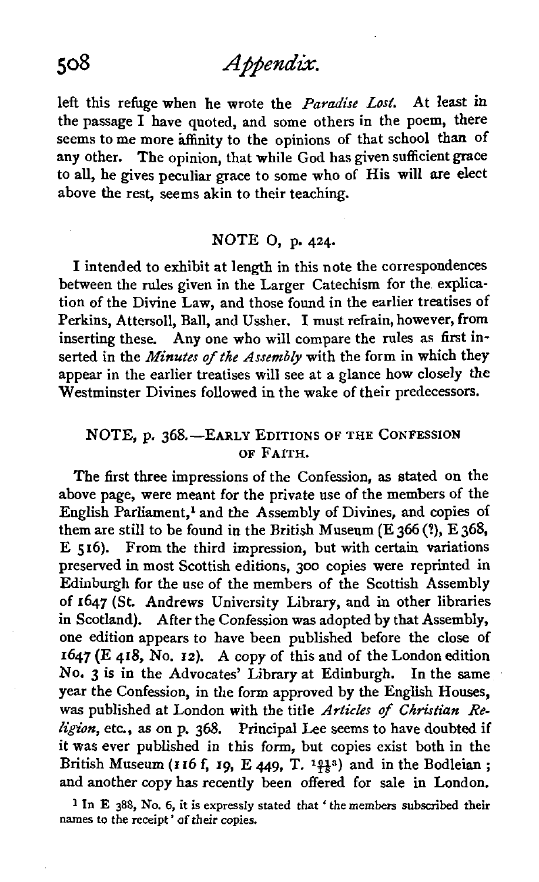left this refuge when he wrote the *Paradise Lost*. At least in the passage I have quoted, and some others in the poem, there seems to me more affinity to the opinions of that school than of any other. The opinion, that while God has given sufficient grace to all, he gives peculiar grace to some who of His will are elect above the rest, seems akin to their teaching.

### NOTE O, p. 424.

I intended to exhibit at length in this note the correspondences between the rules given in the Larger Catechism for the explication of the Divine Law, and those found in the earlier treatises of Perkins, Attersoll, Ball, and Ussher. I must refrain, however, from inserting these. Any one who will compare the rules as first inserted in the *Minutes of the Assembly* with the form in which they appear in the earlier treatises will see at a glance how closely the Westminster Divines followed in the wake of their predecessors.

### NOTE, p. 368.—Early Editions of the Confession of Faith.

The first three impressions of the Confession, as stated on the above page, were meant for the private use of the members of the English Parliament,[1] and the Assembly of Divines, and copies of them are still to be found in the British Museum (E 366 (?), E 368, E 516). From the third impression, but with certain variations preserved in most Scottish editions, 300 copies were reprinted in Edinburgh for the use of the members of the Scottish Assembly of 1647 (St. Andrews University Library, and in other libraries in Scotland). After the Confession was adopted by that Assembly, one edition appears to have been published before the close of 1647 (E 418, No. 12). A copy of this and of the London edition No. 3 is in the Advocates' Library at Edinburgh. In the same year the Confession, in the form approved by the English Houses, was published at London with the title *Articles of Christian Religion*, etc., as on p. 368. Principal Lee seems to have doubted if it was ever published in this form, but copies exist both in the British Museum (116 f, 19, E 449, T. $\frac{101}{18}$3) and in the Bodleian; and another copy has recently been offered for sale in London.

[1] In E 388, No. 6, it is expressly stated that 'the members subscribed their names to the receipt' of their copies.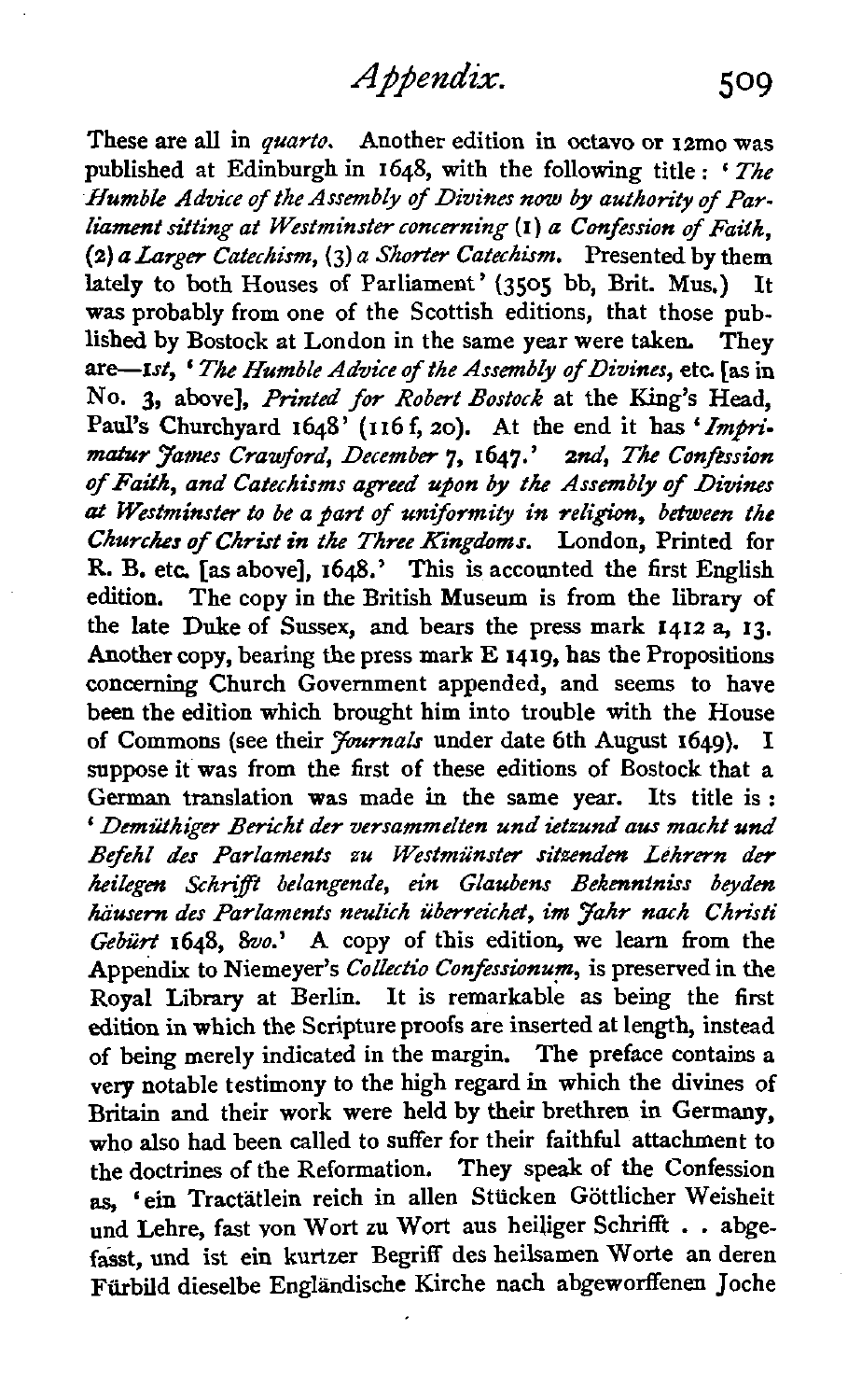These are all in *quarto*. Another edition in octavo or 12mo was published at Edinburgh in 1648, with the following title: '*The Humble Advice of the Assembly of Divines now by authority of Parliament sitting at Westminster concerning* (1) *a Confession of Faith*, (2) *a Larger Catechism*, (3) *a Shorter Catechism*. Presented by them lately to both Houses of Parliament' (3505 bb, Brit. Mus.) It was probably from one of the Scottish editions, that those published by Bostock at London in the same year were taken. They are—*1st*, '*The Humble Advice of the Assembly of Divines*, etc. [as in No. 3, above], *Printed for Robert Bostock* at the King's Head, Paul's Churchyard 1648' (116 f, 20). At the end it has '*Imprimatur James Crawford, December* 7, 1647.' *2nd*, *The Confession of Faith, and Catechisms agreed upon by the Assembly of Divines at Westminster to be a part of uniformity in religion, between the Churches of Christ in the Three Kingdoms*. London, Printed for R. B. etc. [as above], 1648.' This is accounted the first English edition. The copy in the British Museum is from the library of the late Duke of Sussex, and bears the press mark 1412 a, 13. Another copy, bearing the press mark E 1419, has the Propositions concerning Church Government appended, and seems to have been the edition which brought him into trouble with the House of Commons (see their *Journals* under date 6th August 1649). I suppose it was from the first of these editions of Bostock that a German translation was made in the same year. Its title is: '*Demüthiger Bericht der versammelten und ietzund aus macht und Befehl des Parlaments zu Westmünster sitzenden Lehrern der heilegen Schrifft belangende, ein Glaubens Bekenntniss beyden häusern des Parlaments neulich überreichet, im Jahr nach Christi Gebürt* 1648, *8vo*.' A copy of this edition, we learn from the Appendix to Niemeyer's *Collectio Confessionum*, is preserved in the Royal Library at Berlin. It is remarkable as being the first edition in which the Scripture proofs are inserted at length, instead of being merely indicated in the margin. The preface contains a very notable testimony to the high regard in which the divines of Britain and their work were held by their brethren in Germany, who also had been called to suffer for their faithful attachment to the doctrines of the Reformation. They speak of the Confession as, 'ein Tractätlein reich in allen Stücken Göttlicher Weisheit und Lehre, fast von Wort zu Wort aus heiliger Schrifft . . abgefasst, und ist ein kurtzer Begriff des heilsamen Worte an deren Fürbild dieselbe Engländische Kirche nach abgeworffenen Joche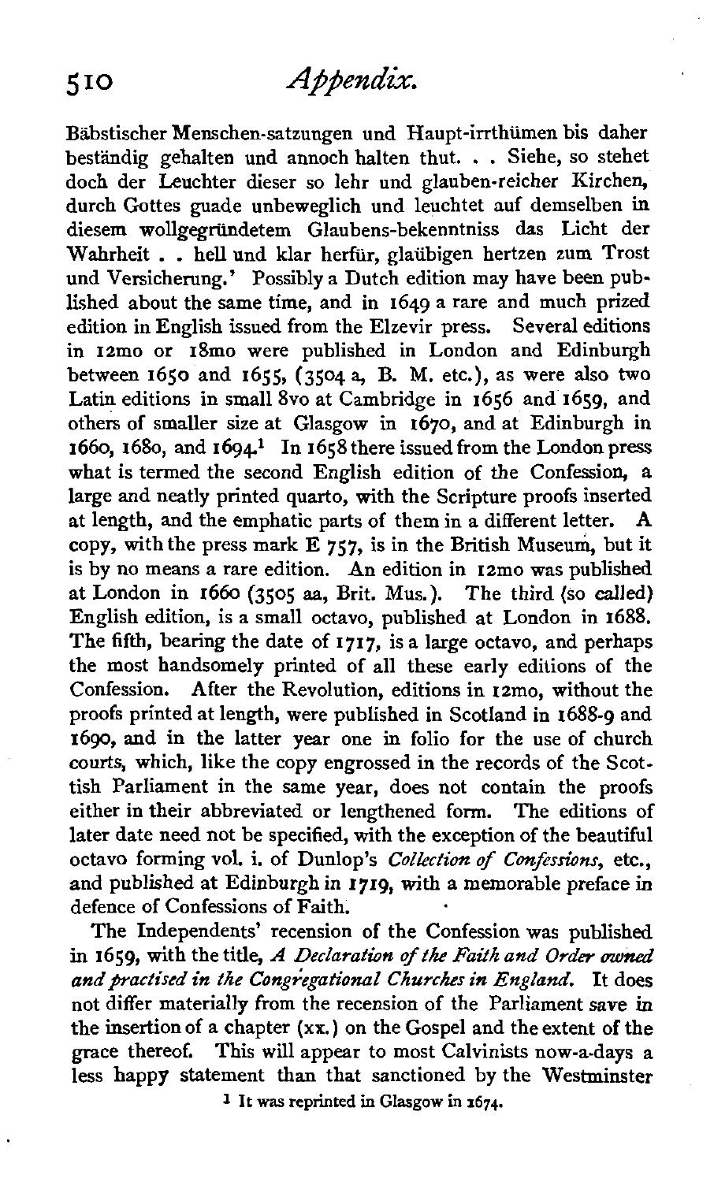Bäbstischer Menschen-satzungen und Haupt-irrthümen bis daher beständig gehalten und annoch halten thut. . . Siehe, so stehet doch der Leuchter dieser so lehr und glauben-reicher Kirchen, durch Gottes guade unbeweglich und leuchtet auf demselben in diesem wollgegründetem Glaubens-bekenntniss das Licht der Wahrheit . . hell und klar herfür, glaübigen hertzen zum Trost und Versicherung.' Possibly a Dutch edition may have been published about the same time, and in 1649 a rare and much prized edition in English issued from the Elzevir press. Several editions in 12mo or 18mo were published in London and Edinburgh between 1650 and 1655, (3504 a, B. M. etc.), as were also two Latin editions in small 8vo at Cambridge in 1656 and 1659, and others of smaller size at Glasgow in 1670, and at Edinburgh in 1660, 1680, and 1694.[1] In 1658 there issued from the London press what is termed the second English edition of the Confession, a large and neatly printed quarto, with the Scripture proofs inserted at length, and the emphatic parts of them in a different letter. A copy, with the press mark E 757, is in the British Museum, but it is by no means a rare edition. An edition in 12mo was published at London in 1660 (3505 aa, Brit. Mus.). The third (so called) English edition, is a small octavo, published at London in 1688. The fifth, bearing the date of 1717, is a large octavo, and perhaps the most handsomely printed of all these early editions of the Confession. After the Revolution, editions in 12mo, without the proofs printed at length, were published in Scotland in 1688-9 and 1690, and in the latter year one in folio for the use of church courts, which, like the copy engrossed in the records of the Scottish Parliament in the same year, does not contain the proofs either in their abbreviated or lengthened form. The editions of later date need not be specified, with the exception of the beautiful octavo forming vol. i. of Dunlop's *Collection of Confessions*, etc., and published at Edinburgh in 1719, with a memorable preface in defence of Confessions of Faith.

The Independents' recension of the Confession was published in 1659, with the title, *A Declaration of the Faith and Order owned and practised in the Congregational Churches in England.* It does not differ materially from the recension of the Parliament save in the insertion of a chapter (xx.) on the Gospel and the extent of the grace thereof. This will appear to most Calvinists now-a-days a less happy statement than that sanctioned by the Westminster

[1] It was reprinted in Glasgow in 1674.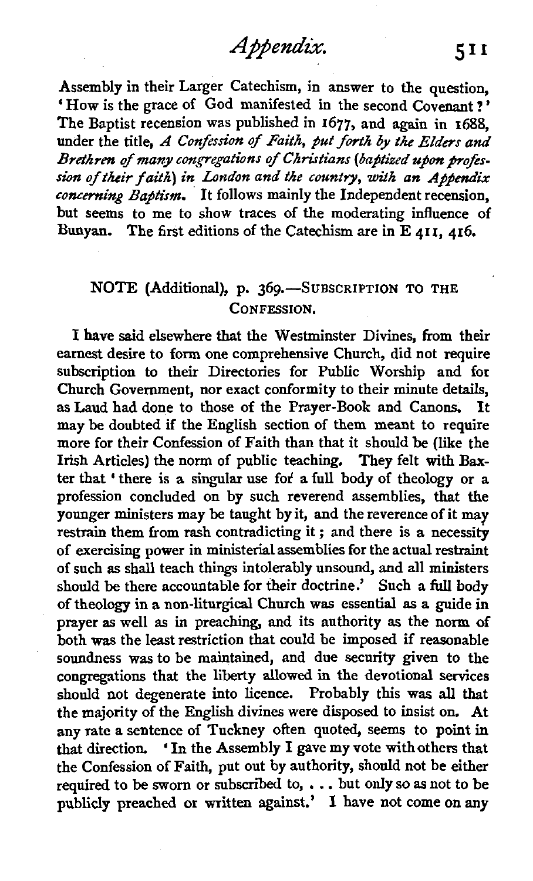Assembly in their Larger Catechism, in answer to the question, 'How is the grace of God manifested in the second Covenant?' The Baptist recension was published in 1677, and again in 1688, under the title, *A Confession of Faith, put forth by the Elders and Brethren of many congregations of Christians (baptized upon profession of their faith) in London and the country, with an Appendix concerning Baptism.* It follows mainly the Independent recension, but seems to me to show traces of the moderating influence of Bunyan. The first editions of the Catechism are in E 411, 416.

## NOTE (Additional), p. 369.—SUBSCRIPTION TO THE CONFESSION.

I have said elsewhere that the Westminster Divines, from their earnest desire to form one comprehensive Church, did not require subscription to their Directories for Public Worship and for Church Government, nor exact conformity to their minute details, as Laud had done to those of the Prayer-Book and Canons. It may be doubted if the English section of them meant to require more for their Confession of Faith than that it should be (like the Irish Articles) the norm of public teaching. They felt with Baxter that 'there is a singular use for a full body of theology or a profession concluded on by such reverend assemblies, that the younger ministers may be taught by it, and the reverence of it may restrain them from rash contradicting it; and there is a necessity of exercising power in ministerial assemblies for the actual restraint of such as shall teach things intolerably unsound, and all ministers should be there accountable for their doctrine.' Such a full body of theology in a non-liturgical Church was essential as a guide in prayer as well as in preaching, and its authority as the norm of both was the least restriction that could be imposed if reasonable soundness was to be maintained, and due security given to the congregations that the liberty allowed in the devotional services should not degenerate into licence. Probably this was all that the majority of the English divines were disposed to insist on. At any rate a sentence of Tuckney often quoted, seems to point in that direction. 'In the Assembly I gave my vote with others that the Confession of Faith, put out by authority, should not be either required to be sworn or subscribed to, . . . but only so as not to be publicly preached or written against.' I have not come on any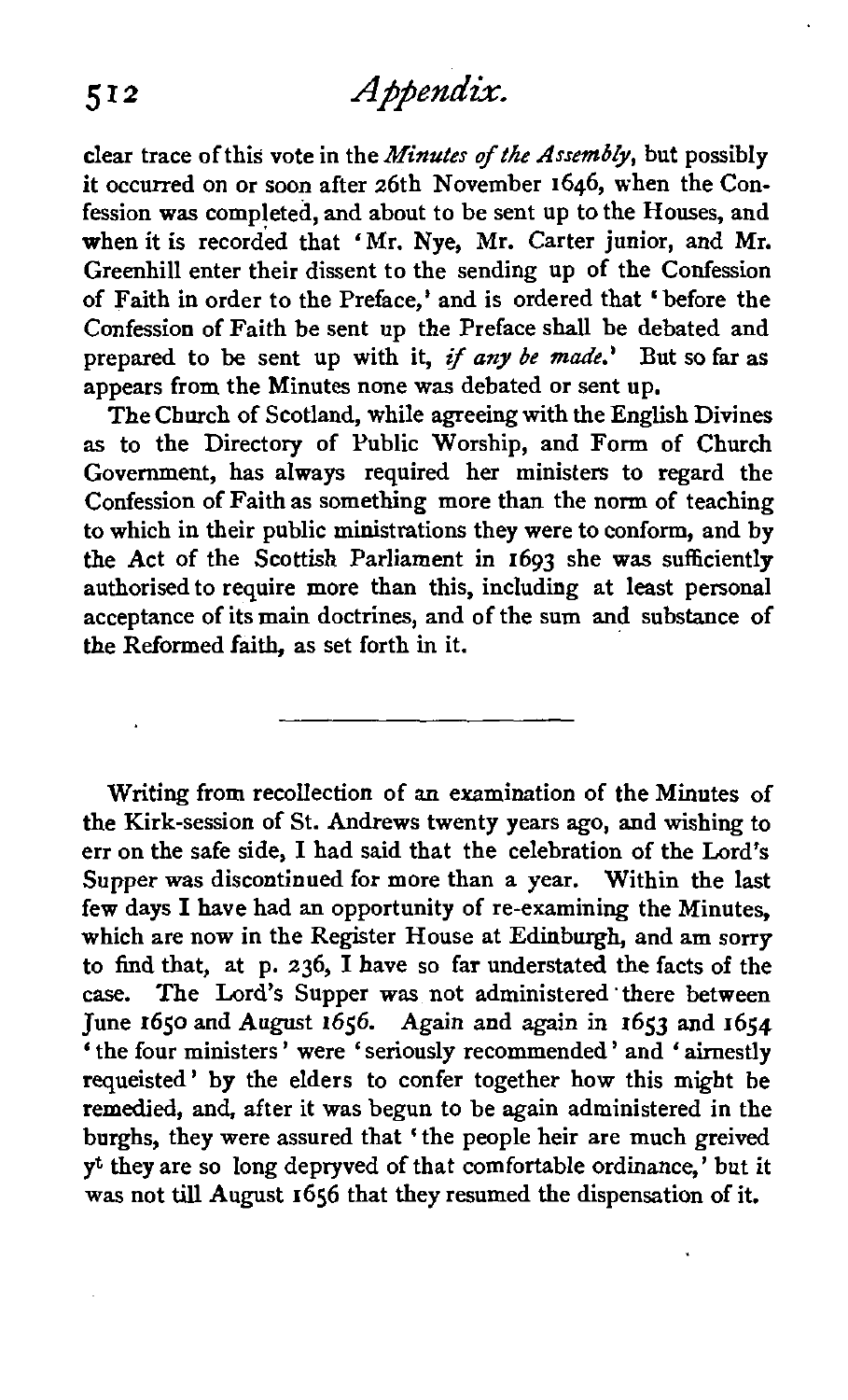clear trace of this vote in the *Minutes of the Assembly*, but possibly it occurred on or soon after 26th November 1646, when the Confession was completed, and about to be sent up to the Houses, and when it is recorded that 'Mr. Nye, Mr. Carter junior, and Mr. Greenhill enter their dissent to the sending up of the Confession of Faith in order to the Preface,' and is ordered that 'before the Confession of Faith be sent up the Preface shall be debated and prepared to be sent up with it, *if any be made*.' But so far as appears from the Minutes none was debated or sent up.

The Church of Scotland, while agreeing with the English Divines as to the Directory of Public Worship, and Form of Church Government, has always required her ministers to regard the Confession of Faith as something more than the norm of teaching to which in their public ministrations they were to conform, and by the Act of the Scottish Parliament in 1693 she was sufficiently authorised to require more than this, including at least personal acceptance of its main doctrines, and of the sum and substance of the Reformed faith, as set forth in it.

---

Writing from recollection of an examination of the Minutes of the Kirk-session of St. Andrews twenty years ago, and wishing to err on the safe side, I had said that the celebration of the Lord's Supper was discontinued for more than a year. Within the last few days I have had an opportunity of re-examining the Minutes, which are now in the Register House at Edinburgh, and am sorry to find that, at p. 236, I have so far understated the facts of the case. The Lord's Supper was not administered there between June 1650 and August 1656. Again and again in 1653 and 1654 'the four ministers' were 'seriously recommended' and 'airnestly requeisted' by the elders to confer together how this might be remedied, and, after it was begun to be again administered in the burghs, they were assured that 'the people heir are much greived y^t^ they are so long depryved of that comfortable ordinance,' but it was not till August 1656 that they resumed the dispensation of it.